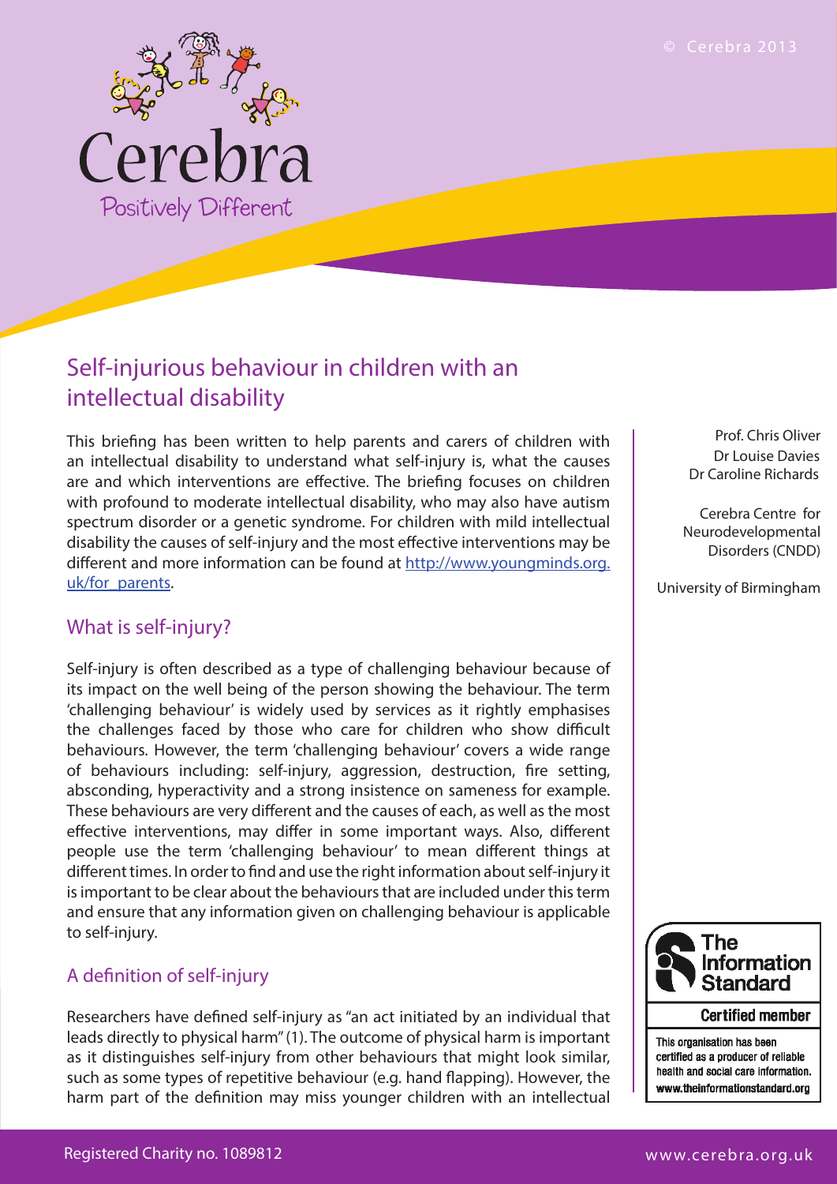Cerebra

Positively Different

# Self-injurious behaviour in children with an intellectual disability

Prof. Chris Oliver
Dr Louise Davies
Dr Caroline Richards

Cerebra Centre for Neurodevelopmental Disorders (CNDD)

University of Birmingham

This briefing has been written to help parents and carers of children with an intellectual disability to understand what self-injury is, what the causes are and which interventions are effective. The briefing focuses on children with profound to moderate intellectual disability, who may also have autism spectrum disorder or a genetic syndrome. For children with mild intellectual disability the causes of self-injury and the most effective interventions may be different and more information can be found at [http://www.youngminds.org.uk/for_parents](http://www.youngminds.org.uk/for_parents).

## What is self-injury?

Self-injury is often described as a type of challenging behaviour because of its impact on the well being of the person showing the behaviour. The term 'challenging behaviour' is widely used by services as it rightly emphasises the challenges faced by those who care for children who show difficult behaviours. However, the term 'challenging behaviour' covers a wide range of behaviours including: self-injury, aggression, destruction, fire setting, absconding, hyperactivity and a strong insistence on sameness for example. These behaviours are very different and the causes of each, as well as the most effective interventions, may differ in some important ways. Also, different people use the term 'challenging behaviour' to mean different things at different times. In order to find and use the right information about self-injury it is important to be clear about the behaviours that are included under this term and ensure that any information given on challenging behaviour is applicable to self-injury.

## A definition of self-injury

Researchers have defined self-injury as "an act initiated by an individual that leads directly to physical harm" (1). The outcome of physical harm is important as it distinguishes self-injury from other behaviours that might look similar, such as some types of repetitive behaviour (e.g. hand flapping). However, the harm part of the definition may miss younger children with an intellectual

The Information Standard

Certified member

This organisation has been certified as a producer of reliable health and social care information. www.theinformationstandard.org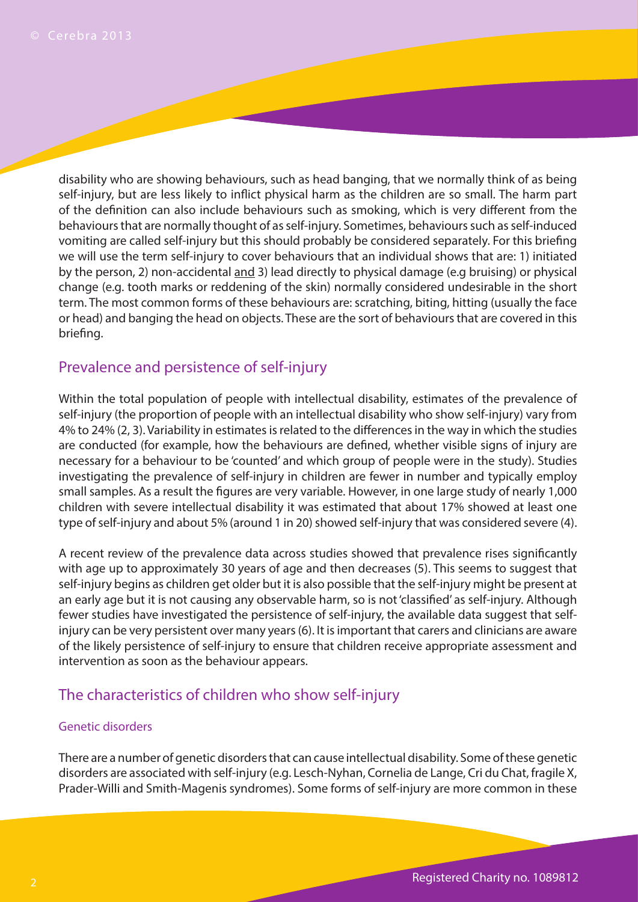disability who are showing behaviours, such as head banging, that we normally think of as being self-injury, but are less likely to inflict physical harm as the children are so small. The harm part of the definition can also include behaviours such as smoking, which is very different from the behaviours that are normally thought of as self-injury. Sometimes, behaviours such as self-induced vomiting are called self-injury but this should probably be considered separately. For this briefing we will use the term self-injury to cover behaviours that an individual shows that are: 1) initiated by the person, 2) non-accidental and 3) lead directly to physical damage (e.g bruising) or physical change (e.g. tooth marks or reddening of the skin) normally considered undesirable in the short term. The most common forms of these behaviours are: scratching, biting, hitting (usually the face or head) and banging the head on objects. These are the sort of behaviours that are covered in this briefing.

## Prevalence and persistence of self-injury

Within the total population of people with intellectual disability, estimates of the prevalence of self-injury (the proportion of people with an intellectual disability who show self-injury) vary from 4% to 24% (2, 3). Variability in estimates is related to the differences in the way in which the studies are conducted (for example, how the behaviours are defined, whether visible signs of injury are necessary for a behaviour to be 'counted' and which group of people were in the study). Studies investigating the prevalence of self-injury in children are fewer in number and typically employ small samples. As a result the figures are very variable. However, in one large study of nearly 1,000 children with severe intellectual disability it was estimated that about 17% showed at least one type of self-injury and about 5% (around 1 in 20) showed self-injury that was considered severe (4).

A recent review of the prevalence data across studies showed that prevalence rises significantly with age up to approximately 30 years of age and then decreases (5). This seems to suggest that self-injury begins as children get older but it is also possible that the self-injury might be present at an early age but it is not causing any observable harm, so is not 'classified' as self-injury. Although fewer studies have investigated the persistence of self-injury, the available data suggest that self-injury can be very persistent over many years (6). It is important that carers and clinicians are aware of the likely persistence of self-injury to ensure that children receive appropriate assessment and intervention as soon as the behaviour appears.

## The characteristics of children who show self-injury

### Genetic disorders

There are a number of genetic disorders that can cause intellectual disability. Some of these genetic disorders are associated with self-injury (e.g. Lesch-Nyhan, Cornelia de Lange, Cri du Chat, fragile X, Prader-Willi and Smith-Magenis syndromes). Some forms of self-injury are more common in these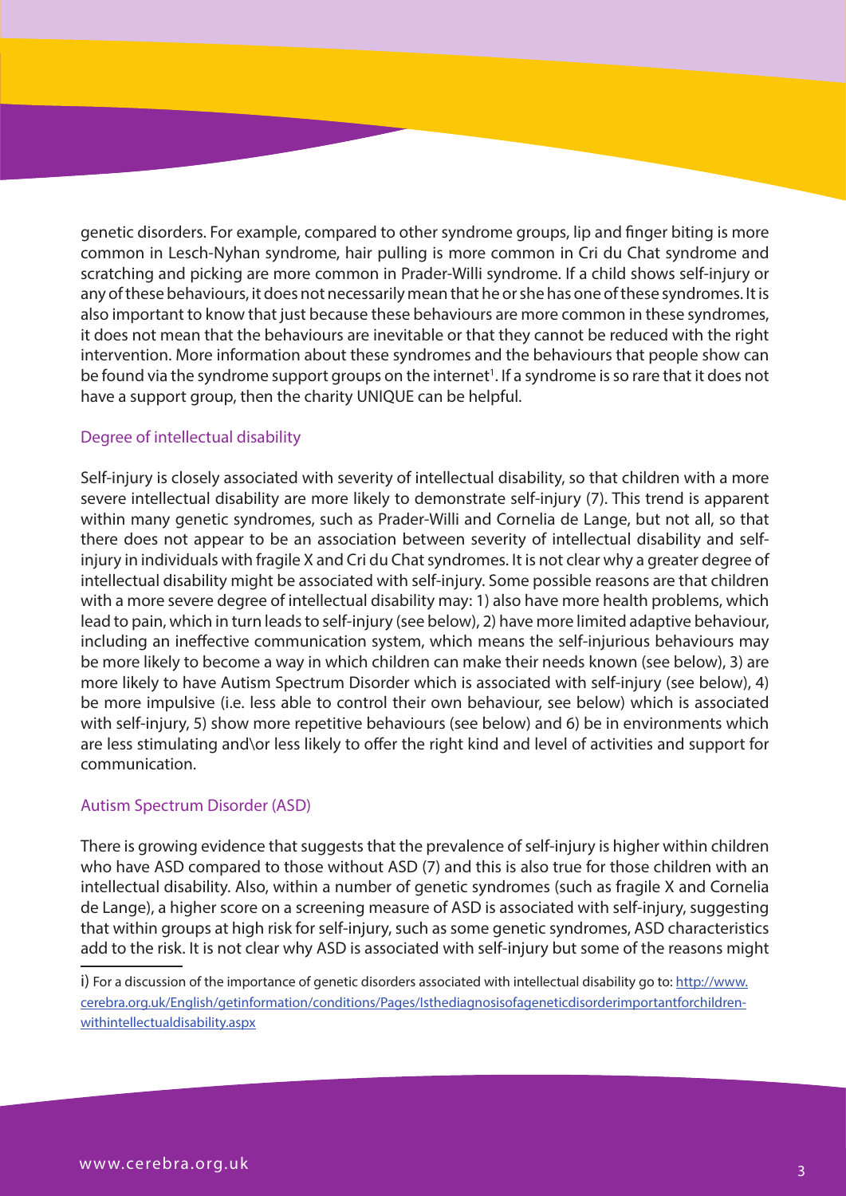genetic disorders. For example, compared to other syndrome groups, lip and finger biting is more common in Lesch-Nyhan syndrome, hair pulling is more common in Cri du Chat syndrome and scratching and picking are more common in Prader-Willi syndrome. If a child shows self-injury or any of these behaviours, it does not necessarily mean that he or she has one of these syndromes. It is also important to know that just because these behaviours are more common in these syndromes, it does not mean that the behaviours are inevitable or that they cannot be reduced with the right intervention. More information about these syndromes and the behaviours that people show can be found via the syndrome support groups on the internet[1]. If a syndrome is so rare that it does not have a support group, then the charity UNIQUE can be helpful.

### Degree of intellectual disability

Self-injury is closely associated with severity of intellectual disability, so that children with a more severe intellectual disability are more likely to demonstrate self-injury (7). This trend is apparent within many genetic syndromes, such as Prader-Willi and Cornelia de Lange, but not all, so that there does not appear to be an association between severity of intellectual disability and self-injury in individuals with fragile X and Cri du Chat syndromes. It is not clear why a greater degree of intellectual disability might be associated with self-injury. Some possible reasons are that children with a more severe degree of intellectual disability may: 1) also have more health problems, which lead to pain, which in turn leads to self-injury (see below), 2) have more limited adaptive behaviour, including an ineffective communication system, which means the self-injurious behaviours may be more likely to become a way in which children can make their needs known (see below), 3) are more likely to have Autism Spectrum Disorder which is associated with self-injury (see below), 4) be more impulsive (i.e. less able to control their own behaviour, see below) which is associated with self-injury, 5) show more repetitive behaviours (see below) and 6) be in environments which are less stimulating and\or less likely to offer the right kind and level of activities and support for communication.

### Autism Spectrum Disorder (ASD)

There is growing evidence that suggests that the prevalence of self-injury is higher within children who have ASD compared to those without ASD (7) and this is also true for those children with an intellectual disability. Also, within a number of genetic syndromes (such as fragile X and Cornelia de Lange), a higher score on a screening measure of ASD is associated with self-injury, suggesting that within groups at high risk for self-injury, such as some genetic syndromes, ASD characteristics add to the risk. It is not clear why ASD is associated with self-injury but some of the reasons might

---

i) For a discussion of the importance of genetic disorders associated with intellectual disability go to: http://www.cerebra.org.uk/English/getinformation/conditions/Pages/Isthediagnosisofageneticdisorderimportantforchildren-withintellectualdisability.aspx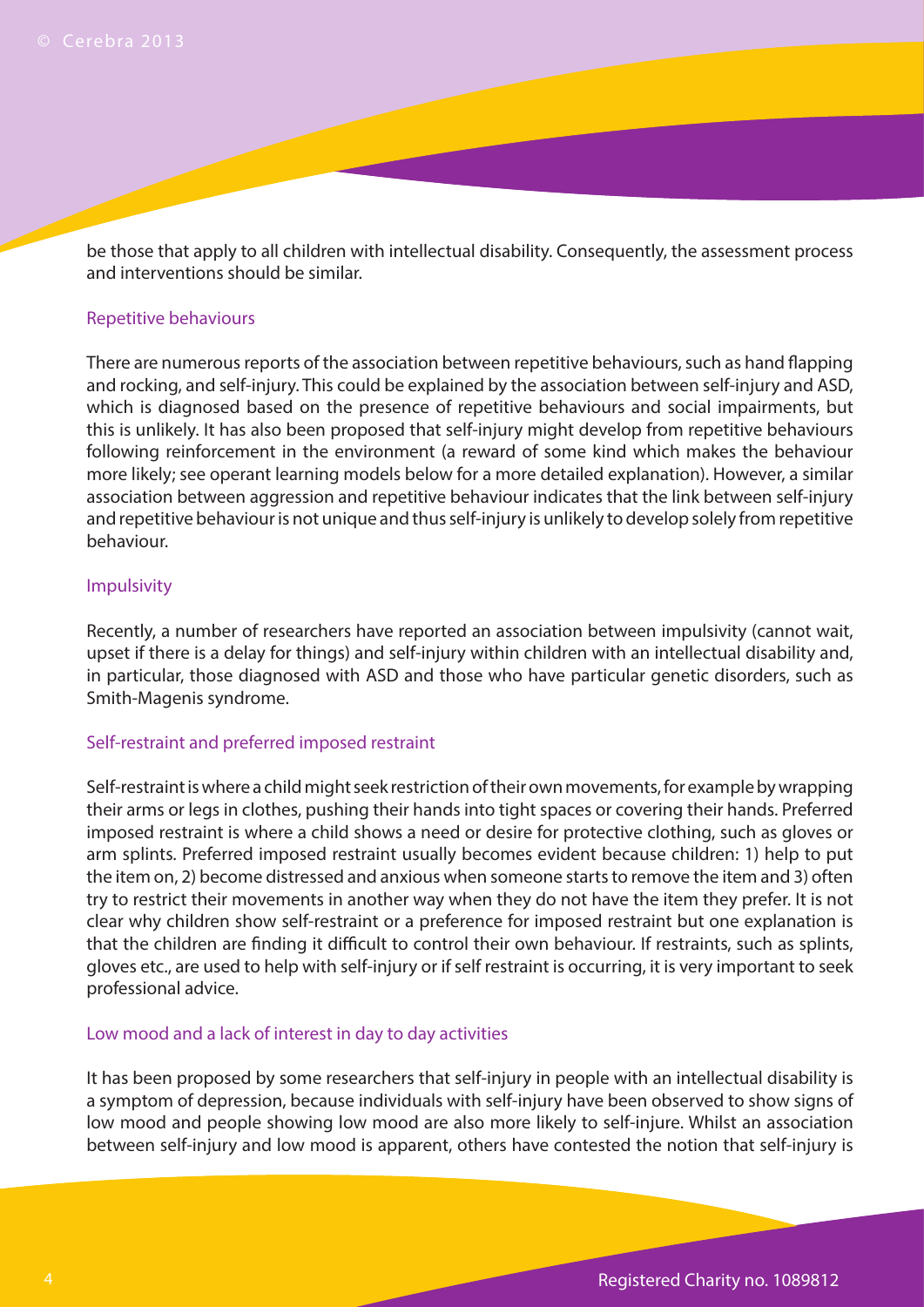be those that apply to all children with intellectual disability. Consequently, the assessment process and interventions should be similar.

### Repetitive behaviours

There are numerous reports of the association between repetitive behaviours, such as hand flapping and rocking, and self-injury. This could be explained by the association between self-injury and ASD, which is diagnosed based on the presence of repetitive behaviours and social impairments, but this is unlikely. It has also been proposed that self-injury might develop from repetitive behaviours following reinforcement in the environment (a reward of some kind which makes the behaviour more likely; see operant learning models below for a more detailed explanation). However, a similar association between aggression and repetitive behaviour indicates that the link between self-injury and repetitive behaviour is not unique and thus self-injury is unlikely to develop solely from repetitive behaviour.

### Impulsivity

Recently, a number of researchers have reported an association between impulsivity (cannot wait, upset if there is a delay for things) and self-injury within children with an intellectual disability and, in particular, those diagnosed with ASD and those who have particular genetic disorders, such as Smith-Magenis syndrome.

### Self-restraint and preferred imposed restraint

Self-restraint is where a child might seek restriction of their own movements, for example by wrapping their arms or legs in clothes, pushing their hands into tight spaces or covering their hands. Preferred imposed restraint is where a child shows a need or desire for protective clothing, such as gloves or arm splints. Preferred imposed restraint usually becomes evident because children: 1) help to put the item on, 2) become distressed and anxious when someone starts to remove the item and 3) often try to restrict their movements in another way when they do not have the item they prefer. It is not clear why children show self-restraint or a preference for imposed restraint but one explanation is that the children are finding it difficult to control their own behaviour. If restraints, such as splints, gloves etc., are used to help with self-injury or if self restraint is occurring, it is very important to seek professional advice.

### Low mood and a lack of interest in day to day activities

It has been proposed by some researchers that self-injury in people with an intellectual disability is a symptom of depression, because individuals with self-injury have been observed to show signs of low mood and people showing low mood are also more likely to self-injure. Whilst an association between self-injury and low mood is apparent, others have contested the notion that self-injury is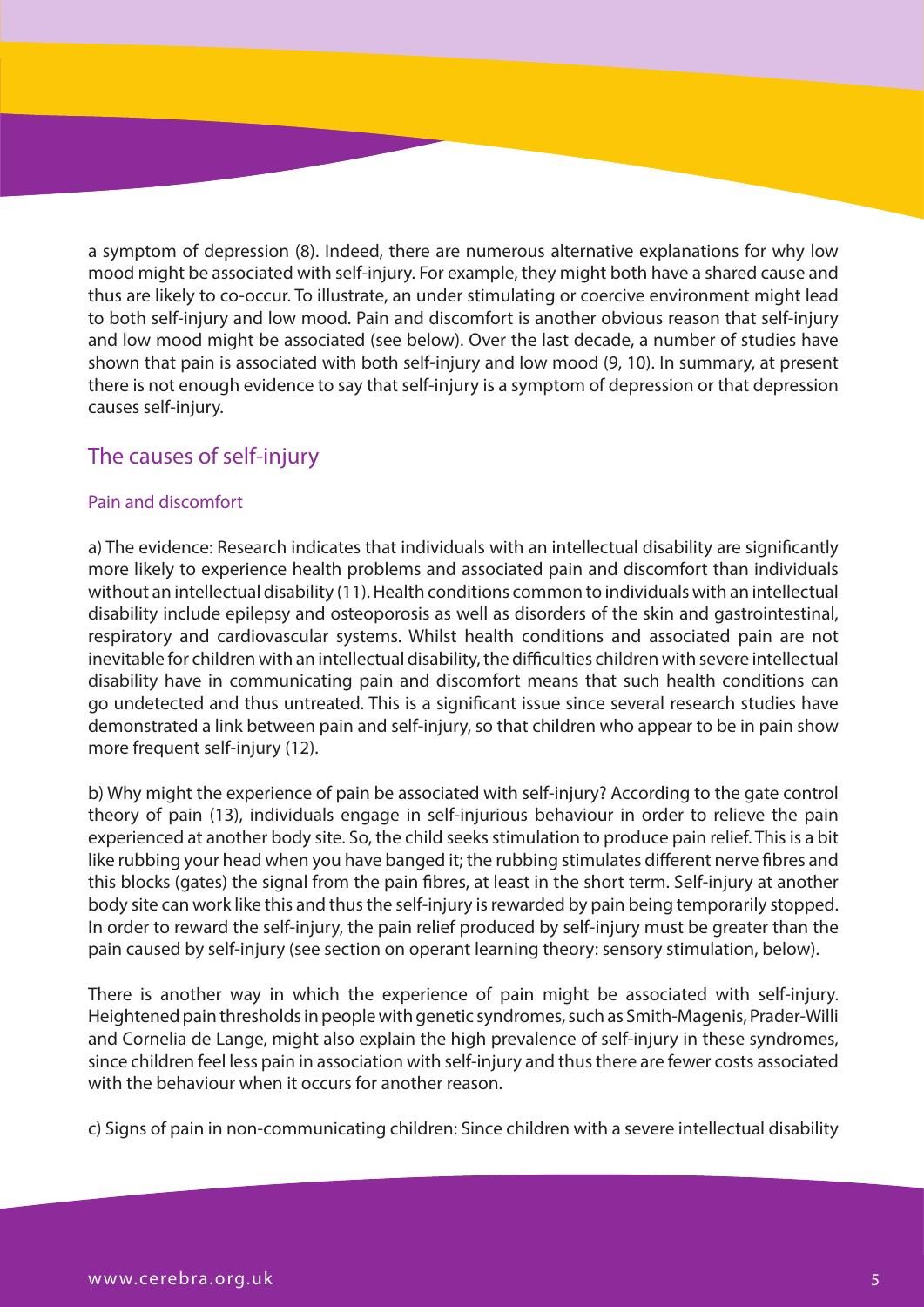a symptom of depression (8). Indeed, there are numerous alternative explanations for why low mood might be associated with self-injury. For example, they might both have a shared cause and thus are likely to co-occur. To illustrate, an under stimulating or coercive environment might lead to both self-injury and low mood. Pain and discomfort is another obvious reason that self-injury and low mood might be associated (see below). Over the last decade, a number of studies have shown that pain is associated with both self-injury and low mood (9, 10). In summary, at present there is not enough evidence to say that self-injury is a symptom of depression or that depression causes self-injury.

## The causes of self-injury

### Pain and discomfort

a) The evidence: Research indicates that individuals with an intellectual disability are significantly more likely to experience health problems and associated pain and discomfort than individuals without an intellectual disability (11). Health conditions common to individuals with an intellectual disability include epilepsy and osteoporosis as well as disorders of the skin and gastrointestinal, respiratory and cardiovascular systems. Whilst health conditions and associated pain are not inevitable for children with an intellectual disability, the difficulties children with severe intellectual disability have in communicating pain and discomfort means that such health conditions can go undetected and thus untreated. This is a significant issue since several research studies have demonstrated a link between pain and self-injury, so that children who appear to be in pain show more frequent self-injury (12).

b) Why might the experience of pain be associated with self-injury? According to the gate control theory of pain (13), individuals engage in self-injurious behaviour in order to relieve the pain experienced at another body site. So, the child seeks stimulation to produce pain relief. This is a bit like rubbing your head when you have banged it; the rubbing stimulates different nerve fibres and this blocks (gates) the signal from the pain fibres, at least in the short term. Self-injury at another body site can work like this and thus the self-injury is rewarded by pain being temporarily stopped. In order to reward the self-injury, the pain relief produced by self-injury must be greater than the pain caused by self-injury (see section on operant learning theory: sensory stimulation, below).

There is another way in which the experience of pain might be associated with self-injury. Heightened pain thresholds in people with genetic syndromes, such as Smith-Magenis, Prader-Willi and Cornelia de Lange, might also explain the high prevalence of self-injury in these syndromes, since children feel less pain in association with self-injury and thus there are fewer costs associated with the behaviour when it occurs for another reason.

c) Signs of pain in non-communicating children: Since children with a severe intellectual disability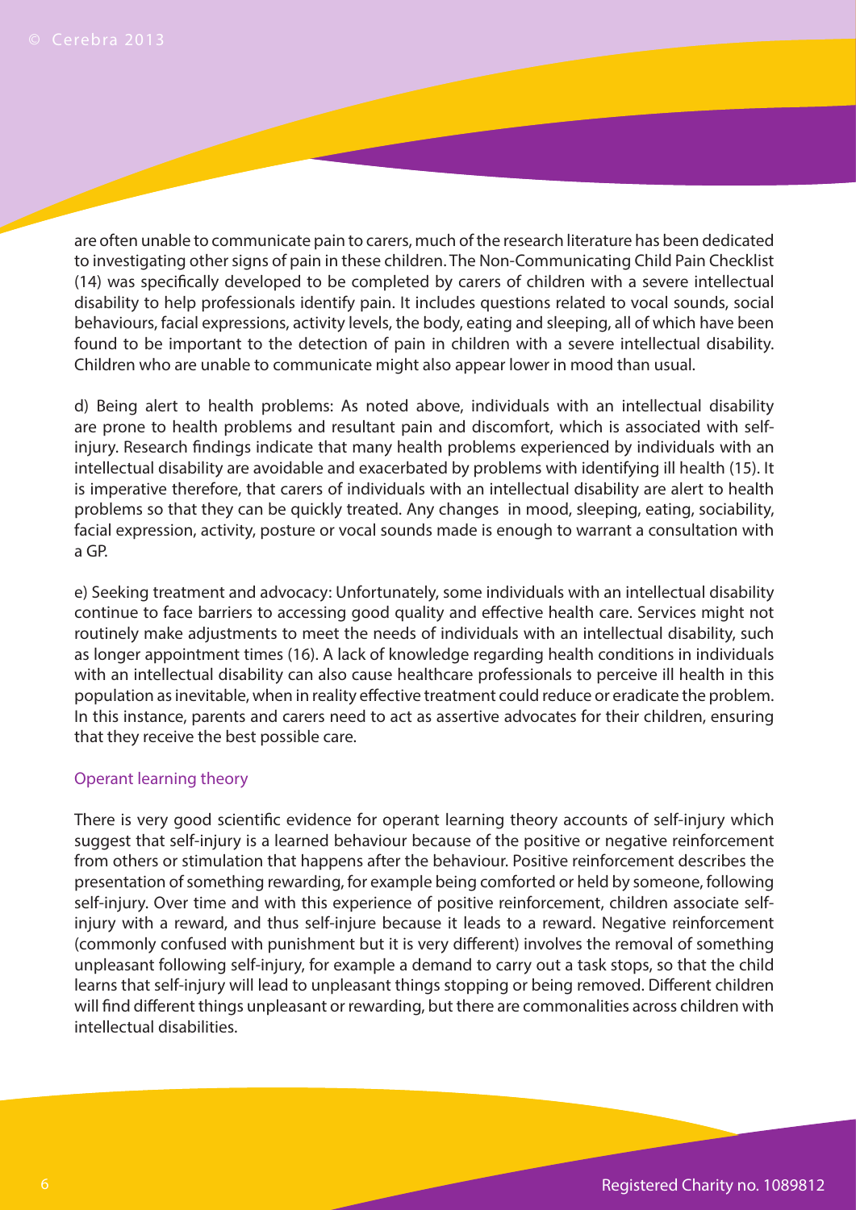are often unable to communicate pain to carers, much of the research literature has been dedicated to investigating other signs of pain in these children. The Non-Communicating Child Pain Checklist (14) was specifically developed to be completed by carers of children with a severe intellectual disability to help professionals identify pain. It includes questions related to vocal sounds, social behaviours, facial expressions, activity levels, the body, eating and sleeping, all of which have been found to be important to the detection of pain in children with a severe intellectual disability. Children who are unable to communicate might also appear lower in mood than usual.

d) Being alert to health problems: As noted above, individuals with an intellectual disability are prone to health problems and resultant pain and discomfort, which is associated with self-injury. Research findings indicate that many health problems experienced by individuals with an intellectual disability are avoidable and exacerbated by problems with identifying ill health (15). It is imperative therefore, that carers of individuals with an intellectual disability are alert to health problems so that they can be quickly treated. Any changes in mood, sleeping, eating, sociability, facial expression, activity, posture or vocal sounds made is enough to warrant a consultation with a GP.

e) Seeking treatment and advocacy: Unfortunately, some individuals with an intellectual disability continue to face barriers to accessing good quality and effective health care. Services might not routinely make adjustments to meet the needs of individuals with an intellectual disability, such as longer appointment times (16). A lack of knowledge regarding health conditions in individuals with an intellectual disability can also cause healthcare professionals to perceive ill health in this population as inevitable, when in reality effective treatment could reduce or eradicate the problem. In this instance, parents and carers need to act as assertive advocates for their children, ensuring that they receive the best possible care.

### Operant learning theory

There is very good scientific evidence for operant learning theory accounts of self-injury which suggest that self-injury is a learned behaviour because of the positive or negative reinforcement from others or stimulation that happens after the behaviour. Positive reinforcement describes the presentation of something rewarding, for example being comforted or held by someone, following self-injury. Over time and with this experience of positive reinforcement, children associate self-injury with a reward, and thus self-injure because it leads to a reward. Negative reinforcement (commonly confused with punishment but it is very different) involves the removal of something unpleasant following self-injury, for example a demand to carry out a task stops, so that the child learns that self-injury will lead to unpleasant things stopping or being removed. Different children will find different things unpleasant or rewarding, but there are commonalities across children with intellectual disabilities.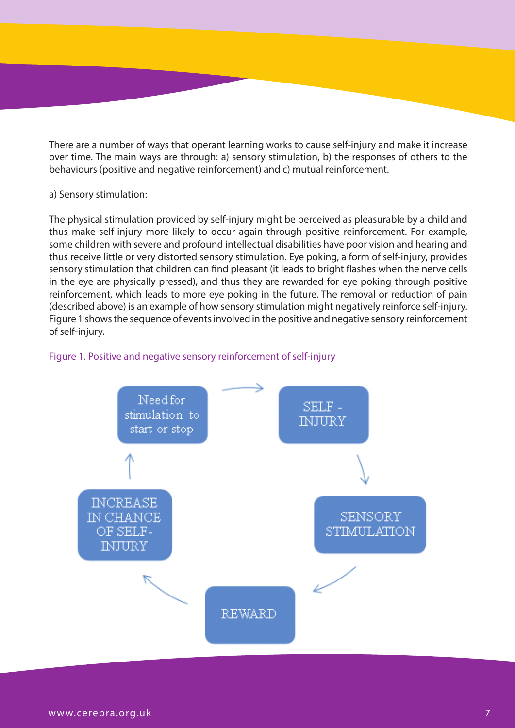There are a number of ways that operant learning works to cause self-injury and make it increase over time. The main ways are through: a) sensory stimulation, b) the responses of others to the behaviours (positive and negative reinforcement) and c) mutual reinforcement.

a) Sensory stimulation:

The physical stimulation provided by self-injury might be perceived as pleasurable by a child and thus make self-injury more likely to occur again through positive reinforcement. For example, some children with severe and profound intellectual disabilities have poor vision and hearing and thus receive little or very distorted sensory stimulation. Eye poking, a form of self-injury, provides sensory stimulation that children can find pleasant (it leads to bright flashes when the nerve cells in the eye are physically pressed), and thus they are rewarded for eye poking through positive reinforcement, which leads to more eye poking in the future. The removal or reduction of pain (described above) is an example of how sensory stimulation might negatively reinforce self-injury. Figure 1 shows the sequence of events involved in the positive and negative sensory reinforcement of self-injury.

Figure 1. Positive and negative sensory reinforcement of self-injury

Need for stimulation to start or stop → SELF - INJURY → SENSORY STIMULATION → REWARD → INCREASE IN CHANCE OF SELF-INJURY → Need for stimulation to start or stop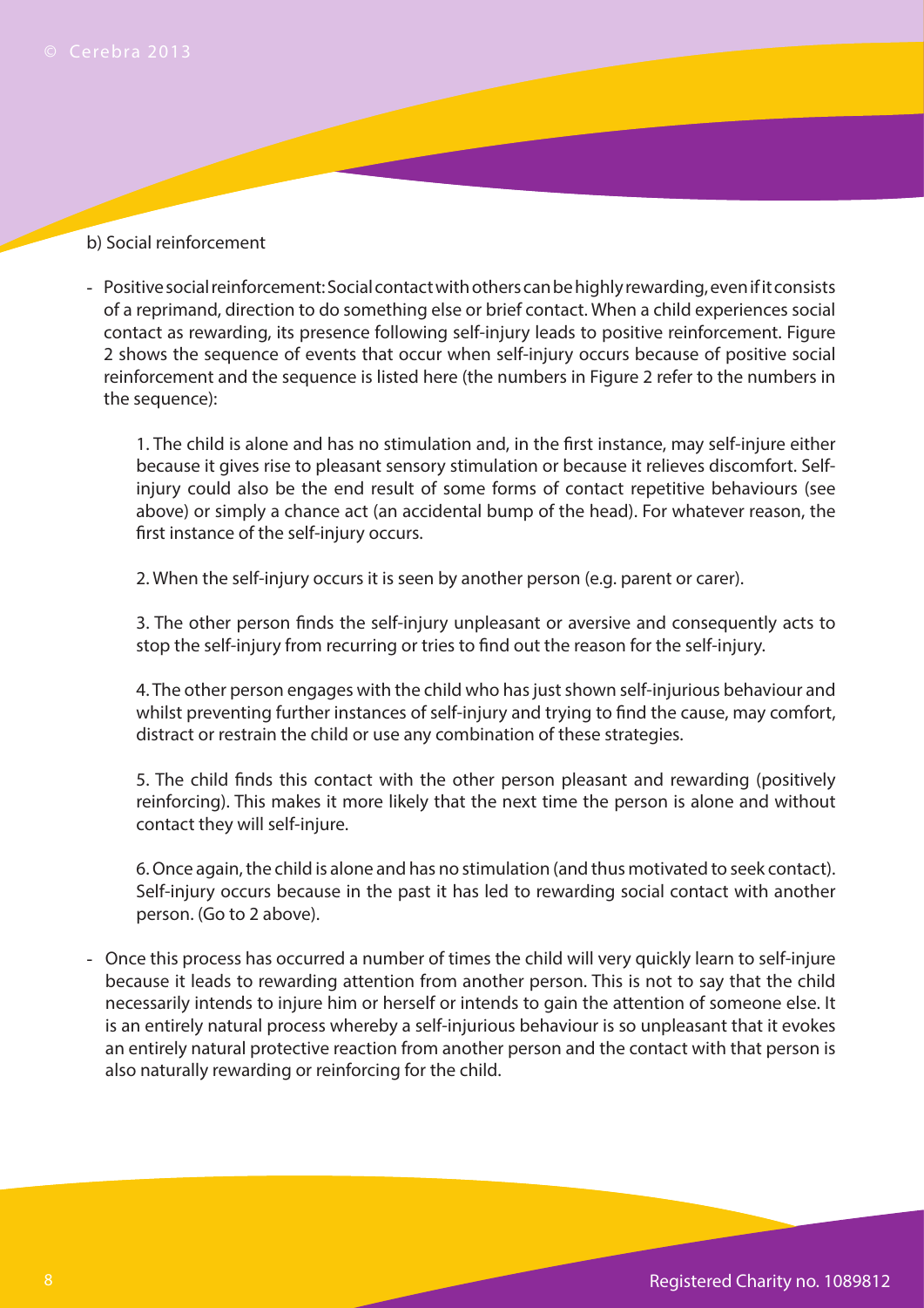b) Social reinforcement

- Positive social reinforcement: Social contact with others can be highly rewarding, even if it consists of a reprimand, direction to do something else or brief contact. When a child experiences social contact as rewarding, its presence following self-injury leads to positive reinforcement. Figure 2 shows the sequence of events that occur when self-injury occurs because of positive social reinforcement and the sequence is listed here (the numbers in Figure 2 refer to the numbers in the sequence):

    1. The child is alone and has no stimulation and, in the first instance, may self-injure either because it gives rise to pleasant sensory stimulation or because it relieves discomfort. Self-injury could also be the end result of some forms of contact repetitive behaviours (see above) or simply a chance act (an accidental bump of the head). For whatever reason, the first instance of the self-injury occurs.

    2. When the self-injury occurs it is seen by another person (e.g. parent or carer).

    3. The other person finds the self-injury unpleasant or aversive and consequently acts to stop the self-injury from recurring or tries to find out the reason for the self-injury.

    4. The other person engages with the child who has just shown self-injurious behaviour and whilst preventing further instances of self-injury and trying to find the cause, may comfort, distract or restrain the child or use any combination of these strategies.

    5. The child finds this contact with the other person pleasant and rewarding (positively reinforcing). This makes it more likely that the next time the person is alone and without contact they will self-injure.

    6. Once again, the child is alone and has no stimulation (and thus motivated to seek contact). Self-injury occurs because in the past it has led to rewarding social contact with another person. (Go to 2 above).

- Once this process has occurred a number of times the child will very quickly learn to self-injure because it leads to rewarding attention from another person. This is not to say that the child necessarily intends to injure him or herself or intends to gain the attention of someone else. It is an entirely natural process whereby a self-injurious behaviour is so unpleasant that it evokes an entirely natural protective reaction from another person and the contact with that person is also naturally rewarding or reinforcing for the child.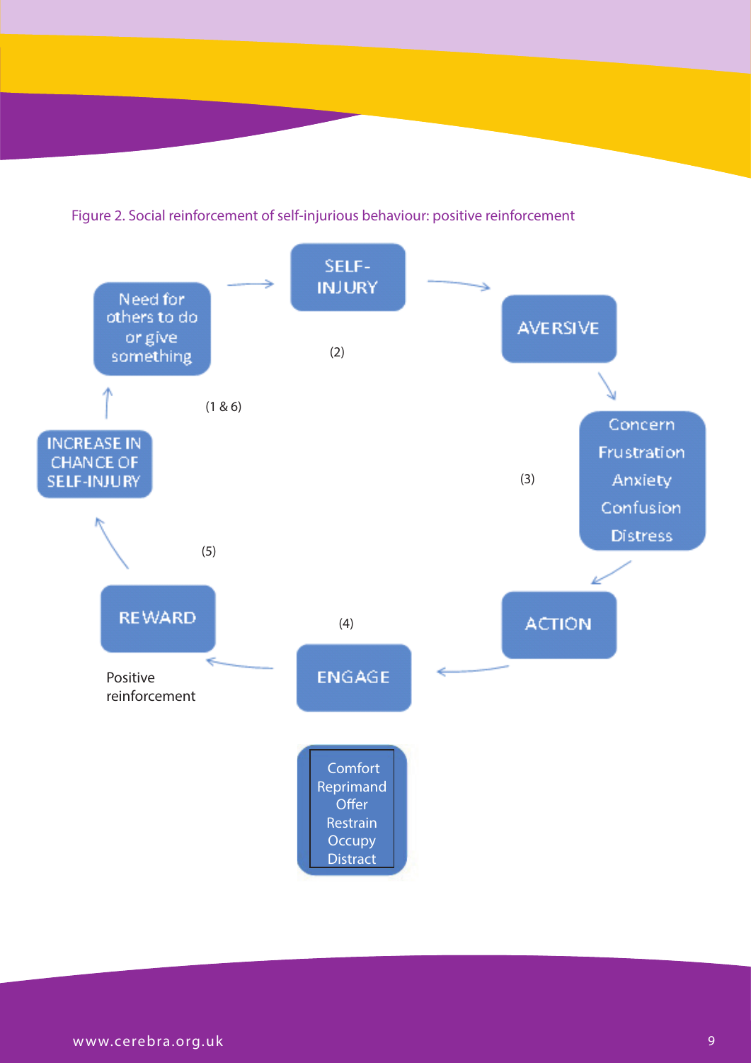Figure 2. Social reinforcement of self-injurious behaviour: positive reinforcement

Need for others to do or give something → SELF-INJURY → AVERSIVE → Concern / Frustration / Anxiety / Confusion / Distress → ACTION → ENGAGE → REWARD → INCREASE IN CHANCE OF SELF-INJURY → Need for others to do or give something

(1 & 6)

(2)

(3)

(4)

(5)

Positive reinforcement

Comfort
Reprimand
Offer
Restrain
Occupy
Distract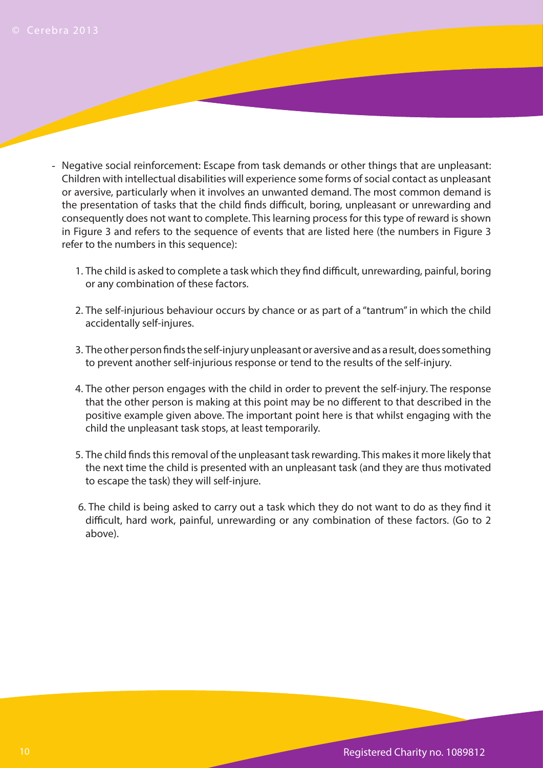- Negative social reinforcement: Escape from task demands or other things that are unpleasant: Children with intellectual disabilities will experience some forms of social contact as unpleasant or aversive, particularly when it involves an unwanted demand. The most common demand is the presentation of tasks that the child finds difficult, boring, unpleasant or unrewarding and consequently does not want to complete. This learning process for this type of reward is shown in Figure 3 and refers to the sequence of events that are listed here (the numbers in Figure 3 refer to the numbers in this sequence):

    1. The child is asked to complete a task which they find difficult, unrewarding, painful, boring or any combination of these factors.

    2. The self-injurious behaviour occurs by chance or as part of a "tantrum" in which the child accidentally self-injures.

    3. The other person finds the self-injury unpleasant or aversive and as a result, does something to prevent another self-injurious response or tend to the results of the self-injury.

    4. The other person engages with the child in order to prevent the self-injury. The response that the other person is making at this point may be no different to that described in the positive example given above. The important point here is that whilst engaging with the child the unpleasant task stops, at least temporarily.

    5. The child finds this removal of the unpleasant task rewarding. This makes it more likely that the next time the child is presented with an unpleasant task (and they are thus motivated to escape the task) they will self-injure.

    6. The child is being asked to carry out a task which they do not want to do as they find it difficult, hard work, painful, unrewarding or any combination of these factors. (Go to 2 above).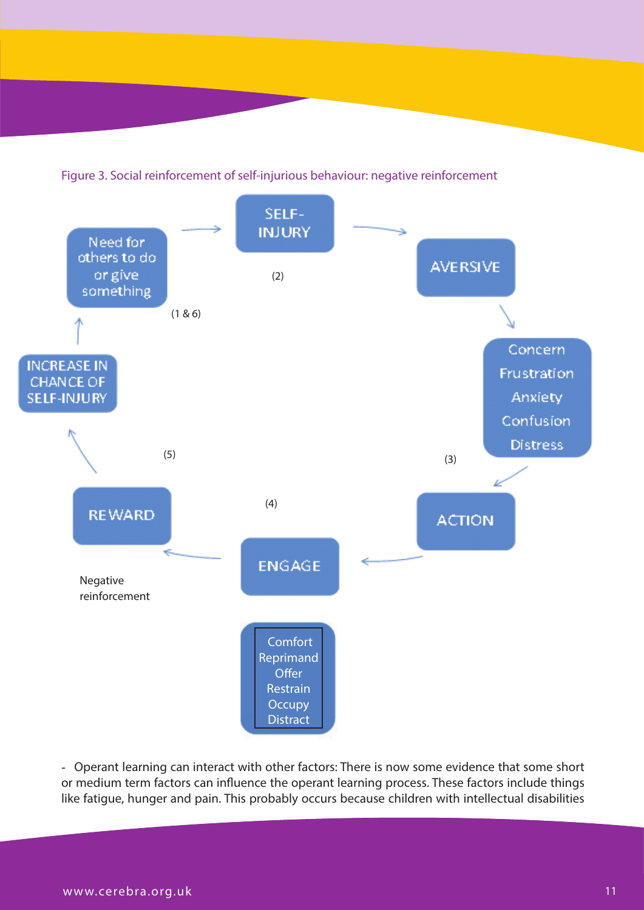Figure 3. Social reinforcement of self-injurious behaviour: negative reinforcement

Need for others to do or give something (1 & 6) → SELF-INJURY (2) → AVERSIVE → Concern, Frustration, Anxiety, Confusion, Distress (3) → ACTION → ENGAGE (4) [Comfort, Reprimand, Offer, Restrain, Occupy, Distract] → REWARD (Negative reinforcement) (5) → INCREASE IN CHANCE OF SELF-INJURY → Need for others to do or give something

- Operant learning can interact with other factors: There is now some evidence that some short or medium term factors can influence the operant learning process. These factors include things like fatigue, hunger and pain. This probably occurs because children with intellectual disabilities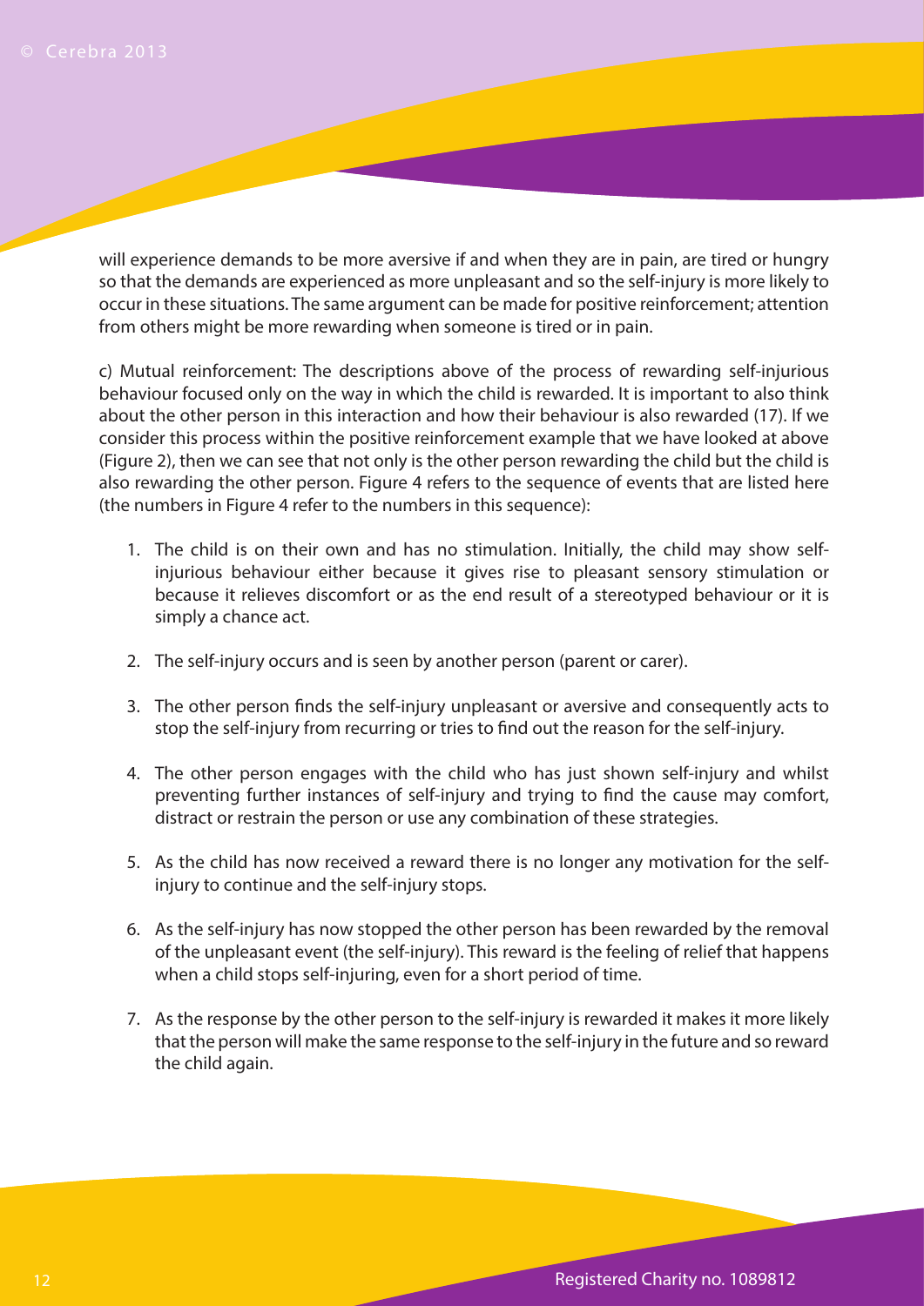will experience demands to be more aversive if and when they are in pain, are tired or hungry so that the demands are experienced as more unpleasant and so the self-injury is more likely to occur in these situations. The same argument can be made for positive reinforcement; attention from others might be more rewarding when someone is tired or in pain.

c) Mutual reinforcement: The descriptions above of the process of rewarding self-injurious behaviour focused only on the way in which the child is rewarded. It is important to also think about the other person in this interaction and how their behaviour is also rewarded (17). If we consider this process within the positive reinforcement example that we have looked at above (Figure 2), then we can see that not only is the other person rewarding the child but the child is also rewarding the other person. Figure 4 refers to the sequence of events that are listed here (the numbers in Figure 4 refer to the numbers in this sequence):

1. The child is on their own and has no stimulation. Initially, the child may show self-injurious behaviour either because it gives rise to pleasant sensory stimulation or because it relieves discomfort or as the end result of a stereotyped behaviour or it is simply a chance act.

2. The self-injury occurs and is seen by another person (parent or carer).

3. The other person finds the self-injury unpleasant or aversive and consequently acts to stop the self-injury from recurring or tries to find out the reason for the self-injury.

4. The other person engages with the child who has just shown self-injury and whilst preventing further instances of self-injury and trying to find the cause may comfort, distract or restrain the person or use any combination of these strategies.

5. As the child has now received a reward there is no longer any motivation for the self-injury to continue and the self-injury stops.

6. As the self-injury has now stopped the other person has been rewarded by the removal of the unpleasant event (the self-injury). This reward is the feeling of relief that happens when a child stops self-injuring, even for a short period of time.

7. As the response by the other person to the self-injury is rewarded it makes it more likely that the person will make the same response to the self-injury in the future and so reward the child again.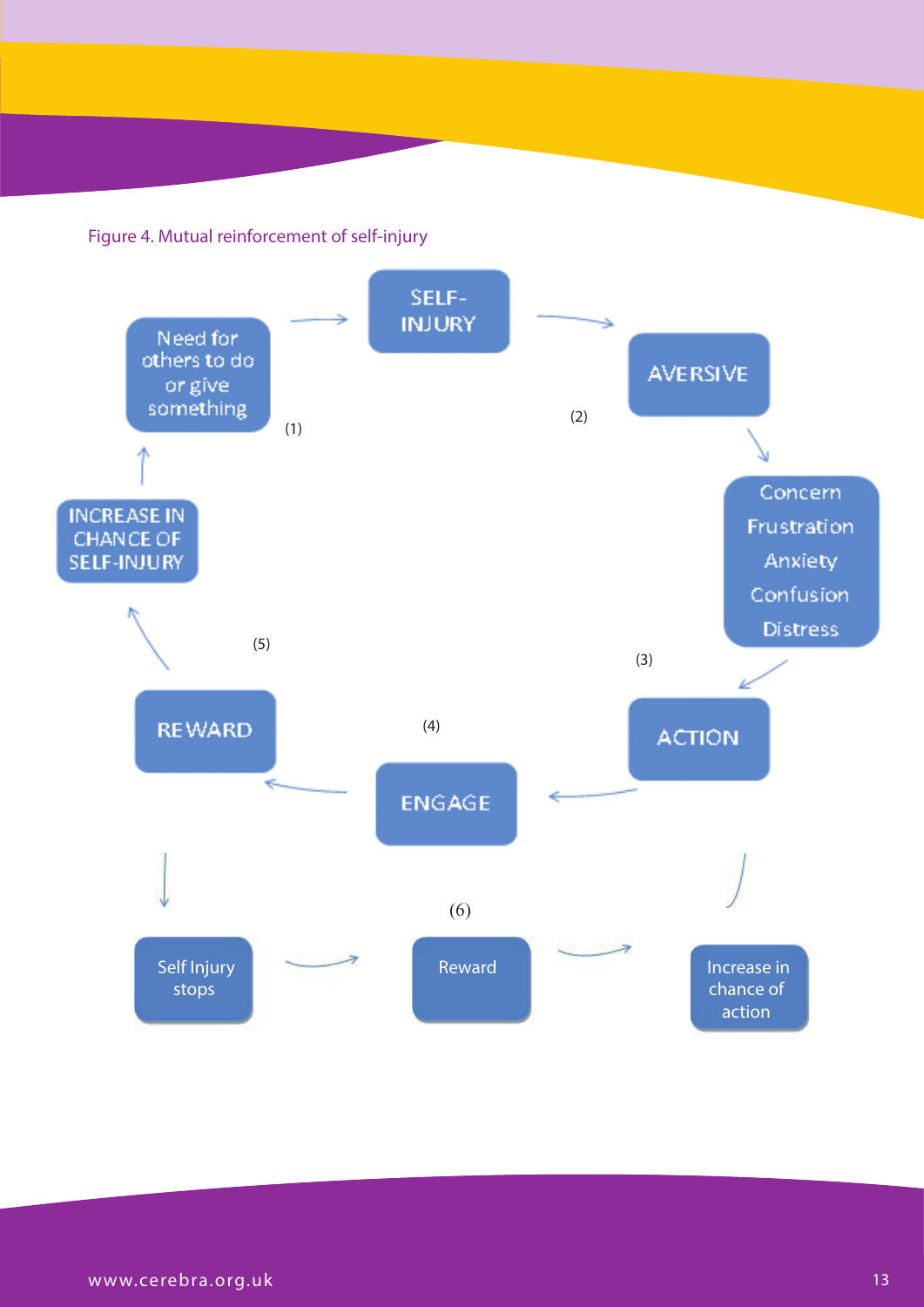Figure 4. Mutual reinforcement of self-injury

Need for others to do or give something → SELF-INJURY → AVERSIVE

(1)

(2)

Concern
Frustration
Anxiety
Confusion
Distress

(3)

ACTION → ENGAGE → REWARD

(4)

(5)

INCREASE IN CHANCE OF SELF-INJURY

(6)

Self Injury stops → Reward → Increase in chance of action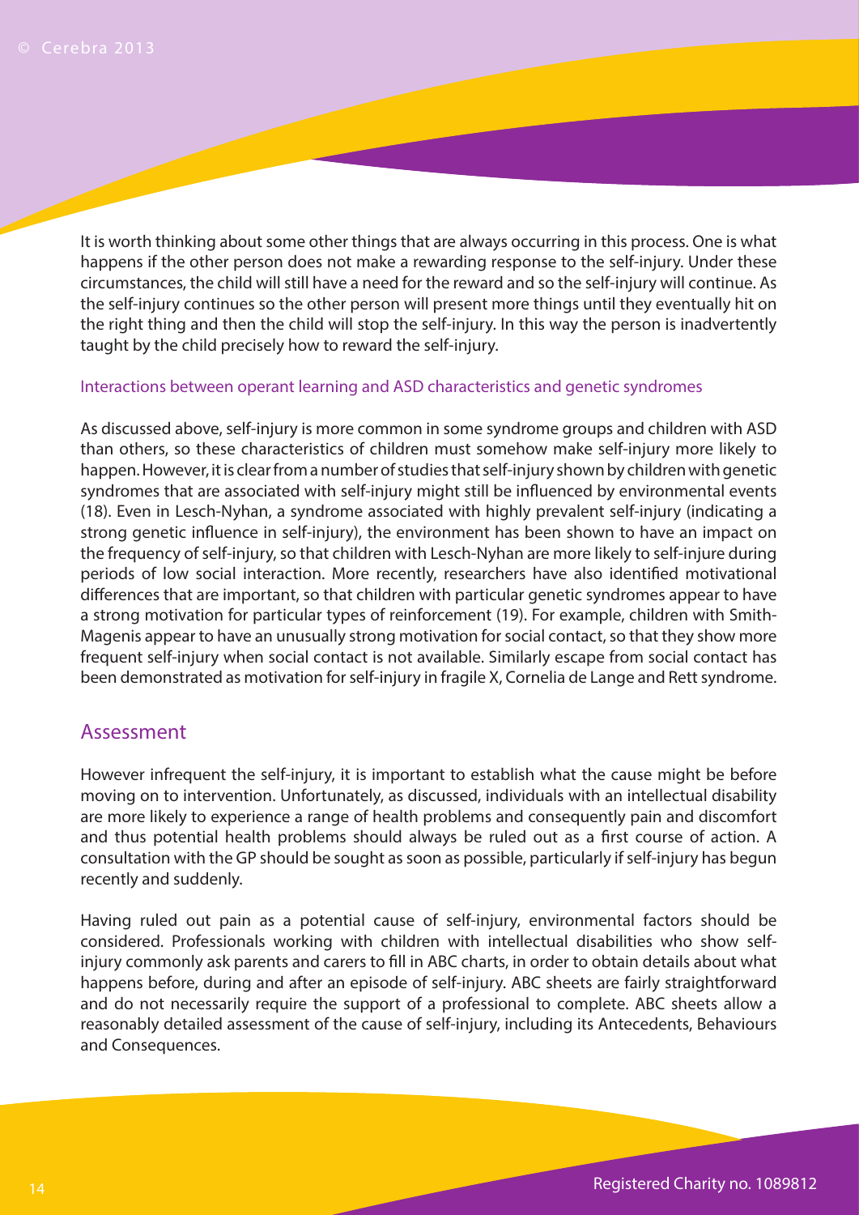It is worth thinking about some other things that are always occurring in this process. One is what happens if the other person does not make a rewarding response to the self-injury. Under these circumstances, the child will still have a need for the reward and so the self-injury will continue. As the self-injury continues so the other person will present more things until they eventually hit on the right thing and then the child will stop the self-injury. In this way the person is inadvertently taught by the child precisely how to reward the self-injury.

### Interactions between operant learning and ASD characteristics and genetic syndromes

As discussed above, self-injury is more common in some syndrome groups and children with ASD than others, so these characteristics of children must somehow make self-injury more likely to happen. However, it is clear from a number of studies that self-injury shown by children with genetic syndromes that are associated with self-injury might still be influenced by environmental events (18). Even in Lesch-Nyhan, a syndrome associated with highly prevalent self-injury (indicating a strong genetic influence in self-injury), the environment has been shown to have an impact on the frequency of self-injury, so that children with Lesch-Nyhan are more likely to self-injure during periods of low social interaction. More recently, researchers have also identified motivational differences that are important, so that children with particular genetic syndromes appear to have a strong motivation for particular types of reinforcement (19). For example, children with Smith-Magenis appear to have an unusually strong motivation for social contact, so that they show more frequent self-injury when social contact is not available. Similarly escape from social contact has been demonstrated as motivation for self-injury in fragile X, Cornelia de Lange and Rett syndrome.

## Assessment

However infrequent the self-injury, it is important to establish what the cause might be before moving on to intervention. Unfortunately, as discussed, individuals with an intellectual disability are more likely to experience a range of health problems and consequently pain and discomfort and thus potential health problems should always be ruled out as a first course of action. A consultation with the GP should be sought as soon as possible, particularly if self-injury has begun recently and suddenly.

Having ruled out pain as a potential cause of self-injury, environmental factors should be considered. Professionals working with children with intellectual disabilities who show self-injury commonly ask parents and carers to fill in ABC charts, in order to obtain details about what happens before, during and after an episode of self-injury. ABC sheets are fairly straightforward and do not necessarily require the support of a professional to complete. ABC sheets allow a reasonably detailed assessment of the cause of self-injury, including its Antecedents, Behaviours and Consequences.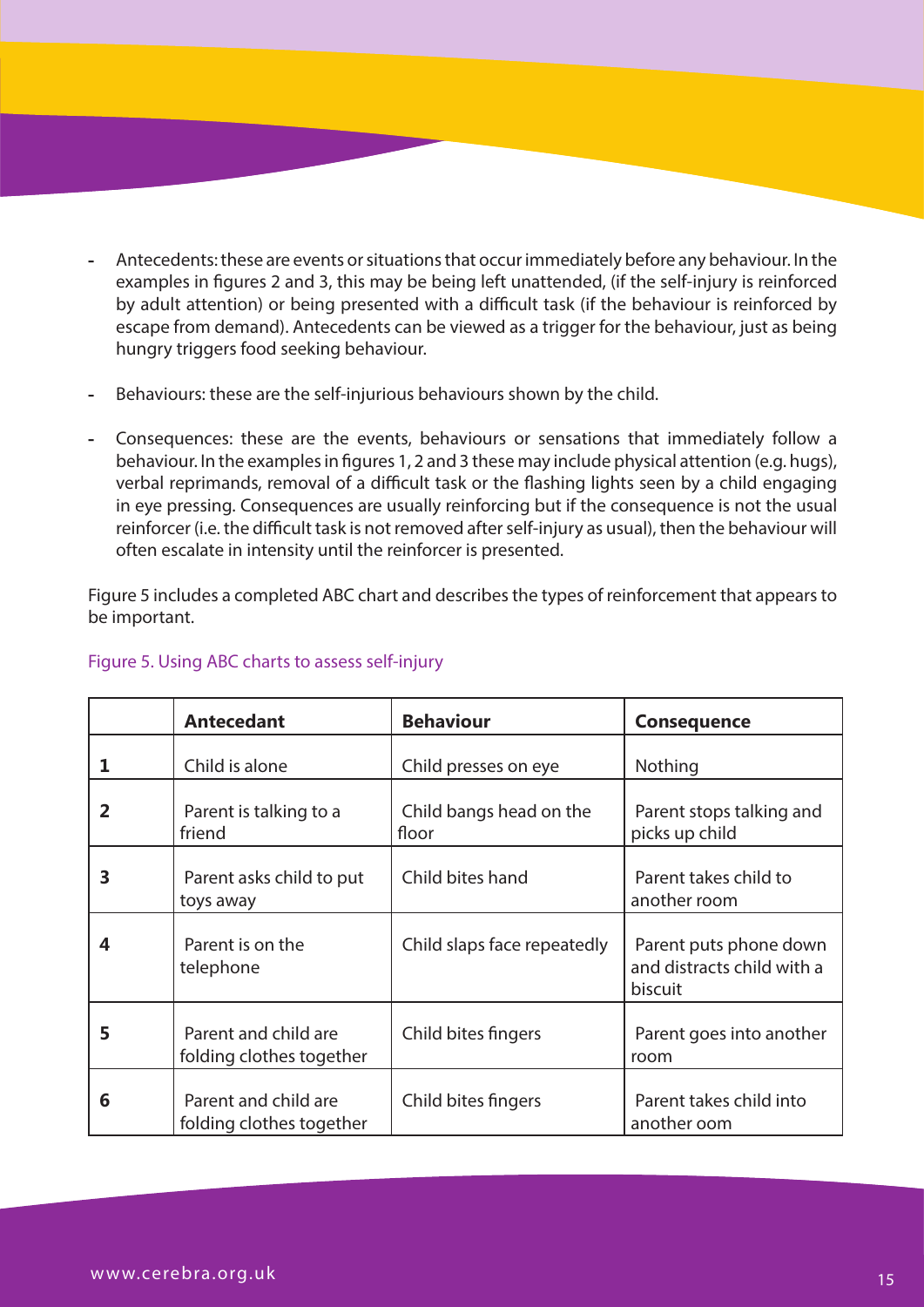- Antecedents: these are events or situations that occur immediately before any behaviour. In the examples in figures 2 and 3, this may be being left unattended, (if the self-injury is reinforced by adult attention) or being presented with a difficult task (if the behaviour is reinforced by escape from demand). Antecedents can be viewed as a trigger for the behaviour, just as being hungry triggers food seeking behaviour.

- Behaviours: these are the self-injurious behaviours shown by the child.

- Consequences: these are the events, behaviours or sensations that immediately follow a behaviour. In the examples in figures 1, 2 and 3 these may include physical attention (e.g. hugs), verbal reprimands, removal of a difficult task or the flashing lights seen by a child engaging in eye pressing. Consequences are usually reinforcing but if the consequence is not the usual reinforcer (i.e. the difficult task is not removed after self-injury as usual), then the behaviour will often escalate in intensity until the reinforcer is presented.

Figure 5 includes a completed ABC chart and describes the types of reinforcement that appears to be important.

Figure 5. Using ABC charts to assess self-injury

| | **Antecedant** | **Behaviour** | **Consequence** |
|---|---|---|---|
| **1** | Child is alone | Child presses on eye | Nothing |
| **2** | Parent is talking to a friend | Child bangs head on the floor | Parent stops talking and picks up child |
| **3** | Parent asks child to put toys away | Child bites hand | Parent takes child to another room |
| **4** | Parent is on the telephone | Child slaps face repeatedly | Parent puts phone down and distracts child with a biscuit |
| **5** | Parent and child are folding clothes together | Child bites fingers | Parent goes into another room |
| **6** | Parent and child are folding clothes together | Child bites fingers | Parent takes child into another oom |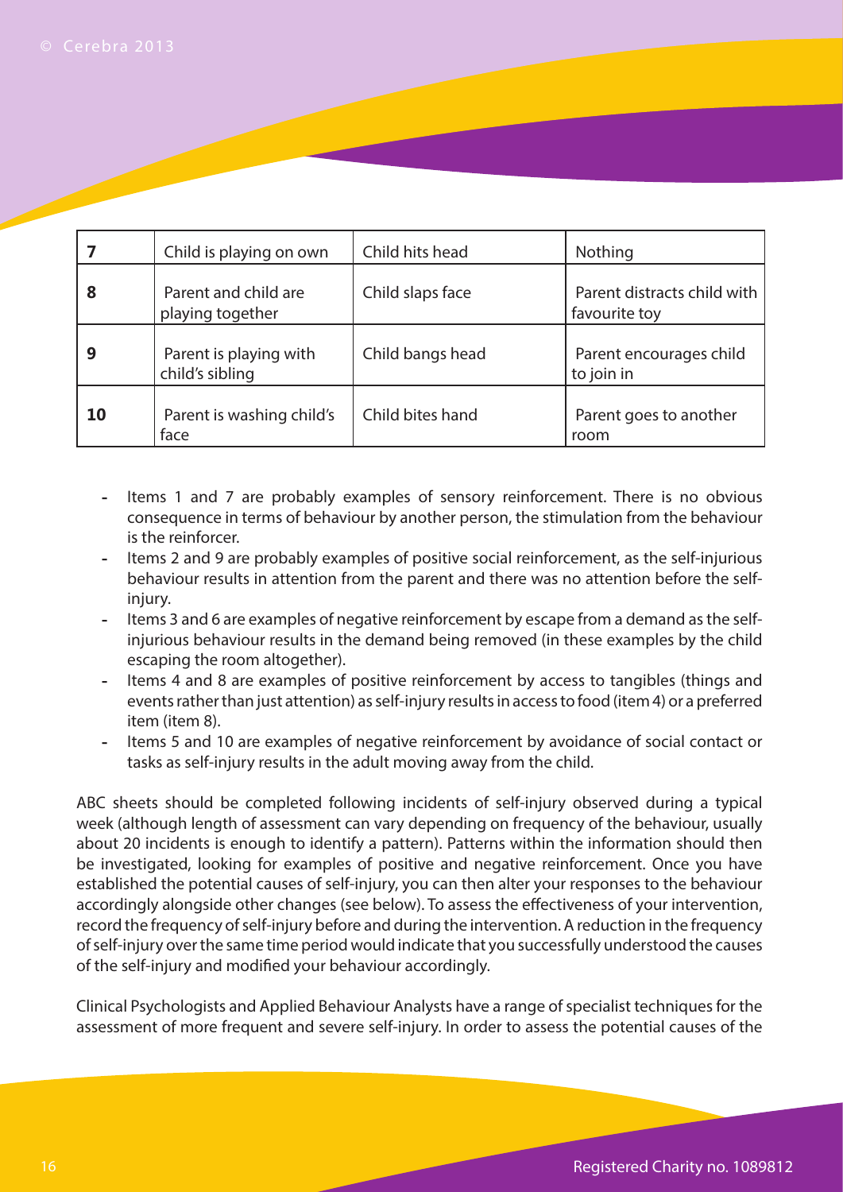| 7 | Child is playing on own | Child hits head | Nothing |
|---|---|---|---|
| 8 | Parent and child are playing together | Child slaps face | Parent distracts child with favourite toy |
| 9 | Parent is playing with child's sibling | Child bangs head | Parent encourages child to join in |
| 10 | Parent is washing child's face | Child bites hand | Parent goes to another room |

- Items 1 and 7 are probably examples of sensory reinforcement. There is no obvious consequence in terms of behaviour by another person, the stimulation from the behaviour is the reinforcer.
- Items 2 and 9 are probably examples of positive social reinforcement, as the self-injurious behaviour results in attention from the parent and there was no attention before the self-injury.
- Items 3 and 6 are examples of negative reinforcement by escape from a demand as the self-injurious behaviour results in the demand being removed (in these examples by the child escaping the room altogether).
- Items 4 and 8 are examples of positive reinforcement by access to tangibles (things and events rather than just attention) as self-injury results in access to food (item 4) or a preferred item (item 8).
- Items 5 and 10 are examples of negative reinforcement by avoidance of social contact or tasks as self-injury results in the adult moving away from the child.

ABC sheets should be completed following incidents of self-injury observed during a typical week (although length of assessment can vary depending on frequency of the behaviour, usually about 20 incidents is enough to identify a pattern). Patterns within the information should then be investigated, looking for examples of positive and negative reinforcement. Once you have established the potential causes of self-injury, you can then alter your responses to the behaviour accordingly alongside other changes (see below). To assess the effectiveness of your intervention, record the frequency of self-injury before and during the intervention. A reduction in the frequency of self-injury over the same time period would indicate that you successfully understood the causes of the self-injury and modified your behaviour accordingly.

Clinical Psychologists and Applied Behaviour Analysts have a range of specialist techniques for the assessment of more frequent and severe self-injury. In order to assess the potential causes of the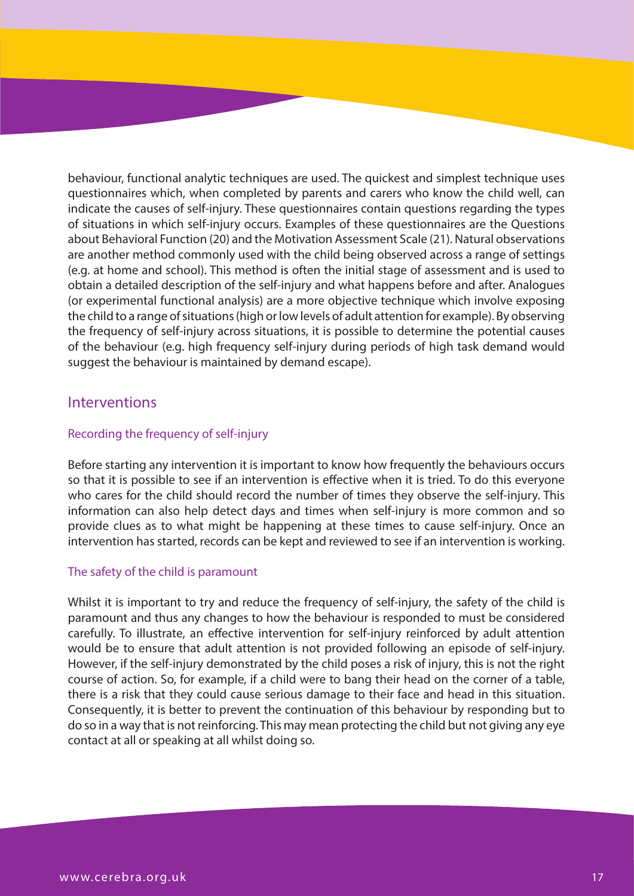behaviour, functional analytic techniques are used. The quickest and simplest technique uses questionnaires which, when completed by parents and carers who know the child well, can indicate the causes of self-injury. These questionnaires contain questions regarding the types of situations in which self-injury occurs. Examples of these questionnaires are the Questions about Behavioral Function (20) and the Motivation Assessment Scale (21). Natural observations are another method commonly used with the child being observed across a range of settings (e.g. at home and school). This method is often the initial stage of assessment and is used to obtain a detailed description of the self-injury and what happens before and after. Analogues (or experimental functional analysis) are a more objective technique which involve exposing the child to a range of situations (high or low levels of adult attention for example). By observing the frequency of self-injury across situations, it is possible to determine the potential causes of the behaviour (e.g. high frequency self-injury during periods of high task demand would suggest the behaviour is maintained by demand escape).

## Interventions

### Recording the frequency of self-injury

Before starting any intervention it is important to know how frequently the behaviours occurs so that it is possible to see if an intervention is effective when it is tried. To do this everyone who cares for the child should record the number of times they observe the self-injury. This information can also help detect days and times when self-injury is more common and so provide clues as to what might be happening at these times to cause self-injury. Once an intervention has started, records can be kept and reviewed to see if an intervention is working.

### The safety of the child is paramount

Whilst it is important to try and reduce the frequency of self-injury, the safety of the child is paramount and thus any changes to how the behaviour is responded to must be considered carefully. To illustrate, an effective intervention for self-injury reinforced by adult attention would be to ensure that adult attention is not provided following an episode of self-injury. However, if the self-injury demonstrated by the child poses a risk of injury, this is not the right course of action. So, for example, if a child were to bang their head on the corner of a table, there is a risk that they could cause serious damage to their face and head in this situation. Consequently, it is better to prevent the continuation of this behaviour by responding but to do so in a way that is not reinforcing. This may mean protecting the child but not giving any eye contact at all or speaking at all whilst doing so.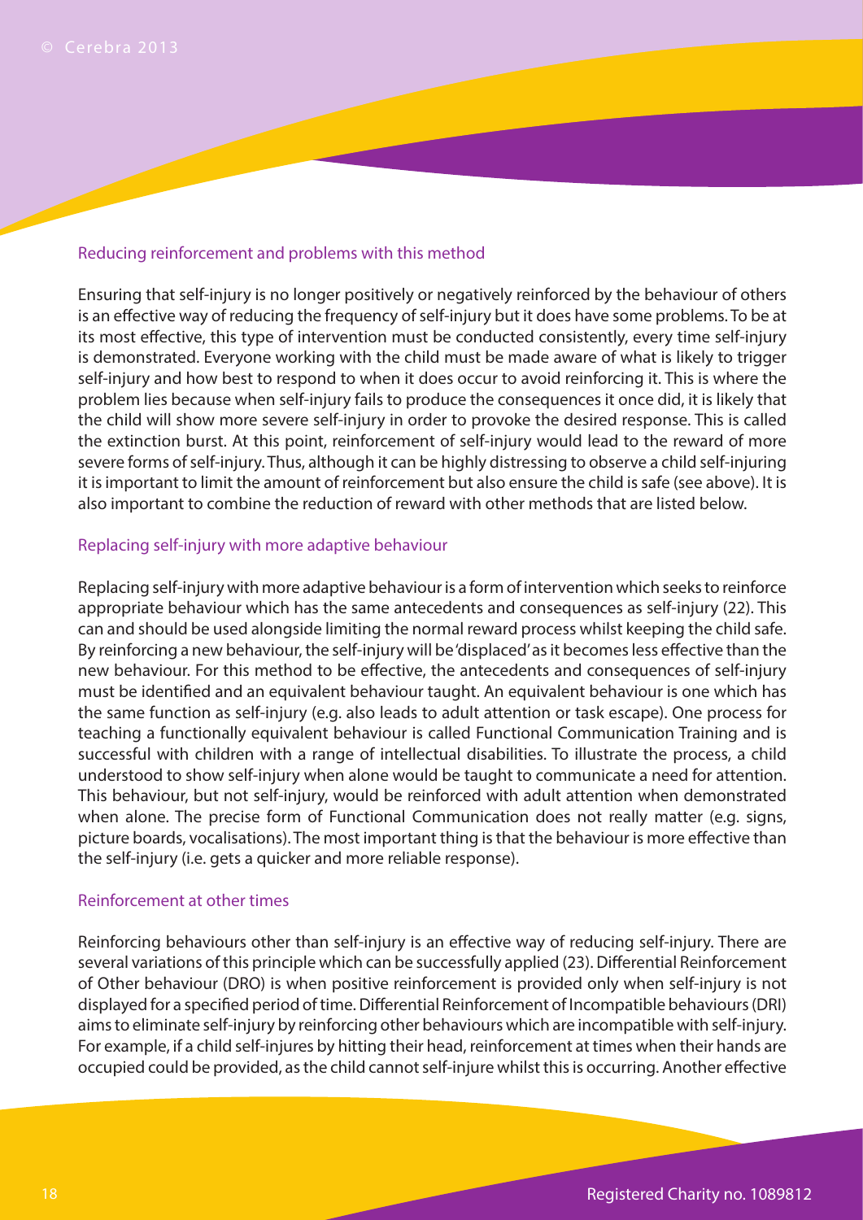### Reducing reinforcement and problems with this method

Ensuring that self-injury is no longer positively or negatively reinforced by the behaviour of others is an effective way of reducing the frequency of self-injury but it does have some problems. To be at its most effective, this type of intervention must be conducted consistently, every time self-injury is demonstrated. Everyone working with the child must be made aware of what is likely to trigger self-injury and how best to respond to when it does occur to avoid reinforcing it. This is where the problem lies because when self-injury fails to produce the consequences it once did, it is likely that the child will show more severe self-injury in order to provoke the desired response. This is called the extinction burst. At this point, reinforcement of self-injury would lead to the reward of more severe forms of self-injury. Thus, although it can be highly distressing to observe a child self-injuring it is important to limit the amount of reinforcement but also ensure the child is safe (see above). It is also important to combine the reduction of reward with other methods that are listed below.

### Replacing self-injury with more adaptive behaviour

Replacing self-injury with more adaptive behaviour is a form of intervention which seeks to reinforce appropriate behaviour which has the same antecedents and consequences as self-injury (22). This can and should be used alongside limiting the normal reward process whilst keeping the child safe. By reinforcing a new behaviour, the self-injury will be 'displaced' as it becomes less effective than the new behaviour. For this method to be effective, the antecedents and consequences of self-injury must be identified and an equivalent behaviour taught. An equivalent behaviour is one which has the same function as self-injury (e.g. also leads to adult attention or task escape). One process for teaching a functionally equivalent behaviour is called Functional Communication Training and is successful with children with a range of intellectual disabilities. To illustrate the process, a child understood to show self-injury when alone would be taught to communicate a need for attention. This behaviour, but not self-injury, would be reinforced with adult attention when demonstrated when alone. The precise form of Functional Communication does not really matter (e.g. signs, picture boards, vocalisations). The most important thing is that the behaviour is more effective than the self-injury (i.e. gets a quicker and more reliable response).

### Reinforcement at other times

Reinforcing behaviours other than self-injury is an effective way of reducing self-injury. There are several variations of this principle which can be successfully applied (23). Differential Reinforcement of Other behaviour (DRO) is when positive reinforcement is provided only when self-injury is not displayed for a specified period of time. Differential Reinforcement of Incompatible behaviours (DRI) aims to eliminate self-injury by reinforcing other behaviours which are incompatible with self-injury. For example, if a child self-injures by hitting their head, reinforcement at times when their hands are occupied could be provided, as the child cannot self-injure whilst this is occurring. Another effective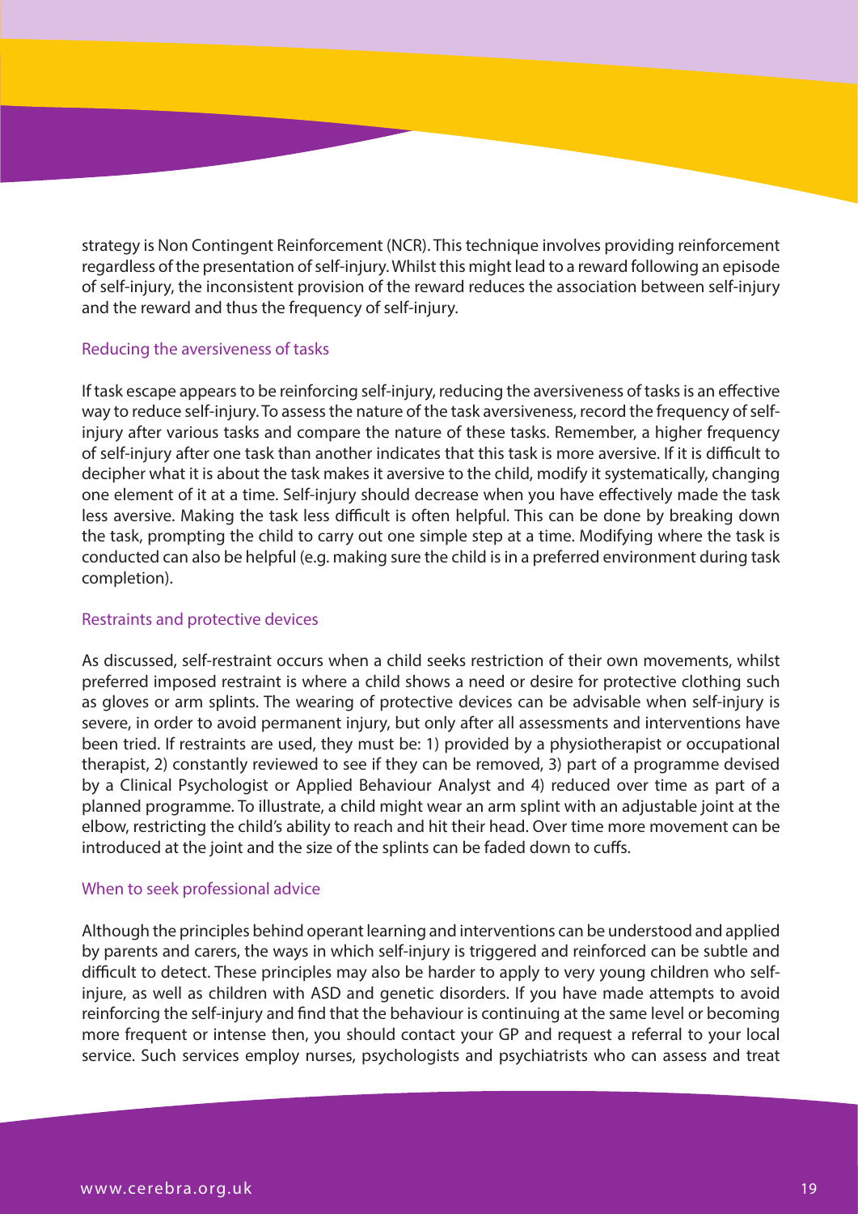strategy is Non Contingent Reinforcement (NCR). This technique involves providing reinforcement regardless of the presentation of self-injury. Whilst this might lead to a reward following an episode of self-injury, the inconsistent provision of the reward reduces the association between self-injury and the reward and thus the frequency of self-injury.

### Reducing the aversiveness of tasks

If task escape appears to be reinforcing self-injury, reducing the aversiveness of tasks is an effective way to reduce self-injury. To assess the nature of the task aversiveness, record the frequency of self-injury after various tasks and compare the nature of these tasks. Remember, a higher frequency of self-injury after one task than another indicates that this task is more aversive. If it is difficult to decipher what it is about the task makes it aversive to the child, modify it systematically, changing one element of it at a time. Self-injury should decrease when you have effectively made the task less aversive. Making the task less difficult is often helpful. This can be done by breaking down the task, prompting the child to carry out one simple step at a time. Modifying where the task is conducted can also be helpful (e.g. making sure the child is in a preferred environment during task completion).

### Restraints and protective devices

As discussed, self-restraint occurs when a child seeks restriction of their own movements, whilst preferred imposed restraint is where a child shows a need or desire for protective clothing such as gloves or arm splints. The wearing of protective devices can be advisable when self-injury is severe, in order to avoid permanent injury, but only after all assessments and interventions have been tried. If restraints are used, they must be: 1) provided by a physiotherapist or occupational therapist, 2) constantly reviewed to see if they can be removed, 3) part of a programme devised by a Clinical Psychologist or Applied Behaviour Analyst and 4) reduced over time as part of a planned programme. To illustrate, a child might wear an arm splint with an adjustable joint at the elbow, restricting the child's ability to reach and hit their head. Over time more movement can be introduced at the joint and the size of the splints can be faded down to cuffs.

### When to seek professional advice

Although the principles behind operant learning and interventions can be understood and applied by parents and carers, the ways in which self-injury is triggered and reinforced can be subtle and difficult to detect. These principles may also be harder to apply to very young children who self-injure, as well as children with ASD and genetic disorders. If you have made attempts to avoid reinforcing the self-injury and find that the behaviour is continuing at the same level or becoming more frequent or intense then, you should contact your GP and request a referral to your local service. Such services employ nurses, psychologists and psychiatrists who can assess and treat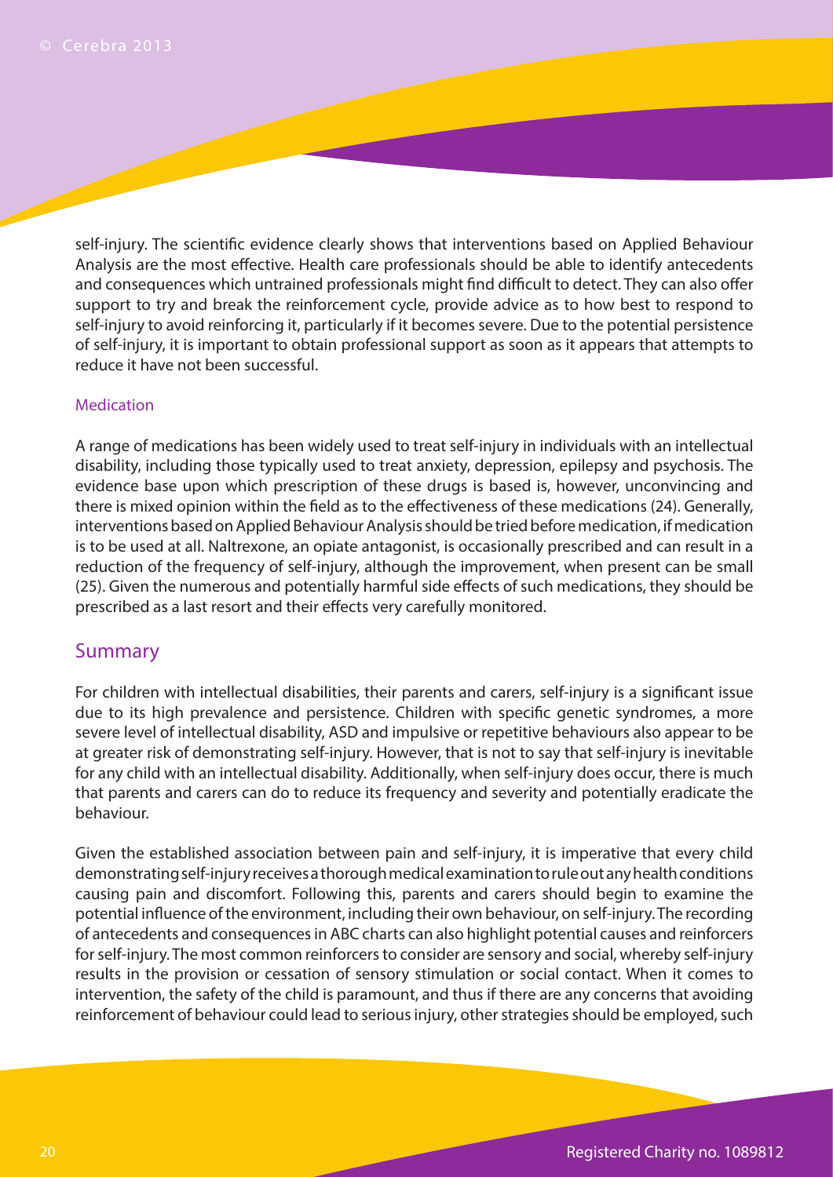self-injury. The scientific evidence clearly shows that interventions based on Applied Behaviour Analysis are the most effective. Health care professionals should be able to identify antecedents and consequences which untrained professionals might find difficult to detect. They can also offer support to try and break the reinforcement cycle, provide advice as to how best to respond to self-injury to avoid reinforcing it, particularly if it becomes severe. Due to the potential persistence of self-injury, it is important to obtain professional support as soon as it appears that attempts to reduce it have not been successful.

### Medication

A range of medications has been widely used to treat self-injury in individuals with an intellectual disability, including those typically used to treat anxiety, depression, epilepsy and psychosis. The evidence base upon which prescription of these drugs is based is, however, unconvincing and there is mixed opinion within the field as to the effectiveness of these medications (24). Generally, interventions based on Applied Behaviour Analysis should be tried before medication, if medication is to be used at all. Naltrexone, an opiate antagonist, is occasionally prescribed and can result in a reduction of the frequency of self-injury, although the improvement, when present can be small (25). Given the numerous and potentially harmful side effects of such medications, they should be prescribed as a last resort and their effects very carefully monitored.

## Summary

For children with intellectual disabilities, their parents and carers, self-injury is a significant issue due to its high prevalence and persistence. Children with specific genetic syndromes, a more severe level of intellectual disability, ASD and impulsive or repetitive behaviours also appear to be at greater risk of demonstrating self-injury. However, that is not to say that self-injury is inevitable for any child with an intellectual disability. Additionally, when self-injury does occur, there is much that parents and carers can do to reduce its frequency and severity and potentially eradicate the behaviour.

Given the established association between pain and self-injury, it is imperative that every child demonstrating self-injury receives a thorough medical examination to rule out any health conditions causing pain and discomfort. Following this, parents and carers should begin to examine the potential influence of the environment, including their own behaviour, on self-injury. The recording of antecedents and consequences in ABC charts can also highlight potential causes and reinforcers for self-injury. The most common reinforcers to consider are sensory and social, whereby self-injury results in the provision or cessation of sensory stimulation or social contact. When it comes to intervention, the safety of the child is paramount, and thus if there are any concerns that avoiding reinforcement of behaviour could lead to serious injury, other strategies should be employed, such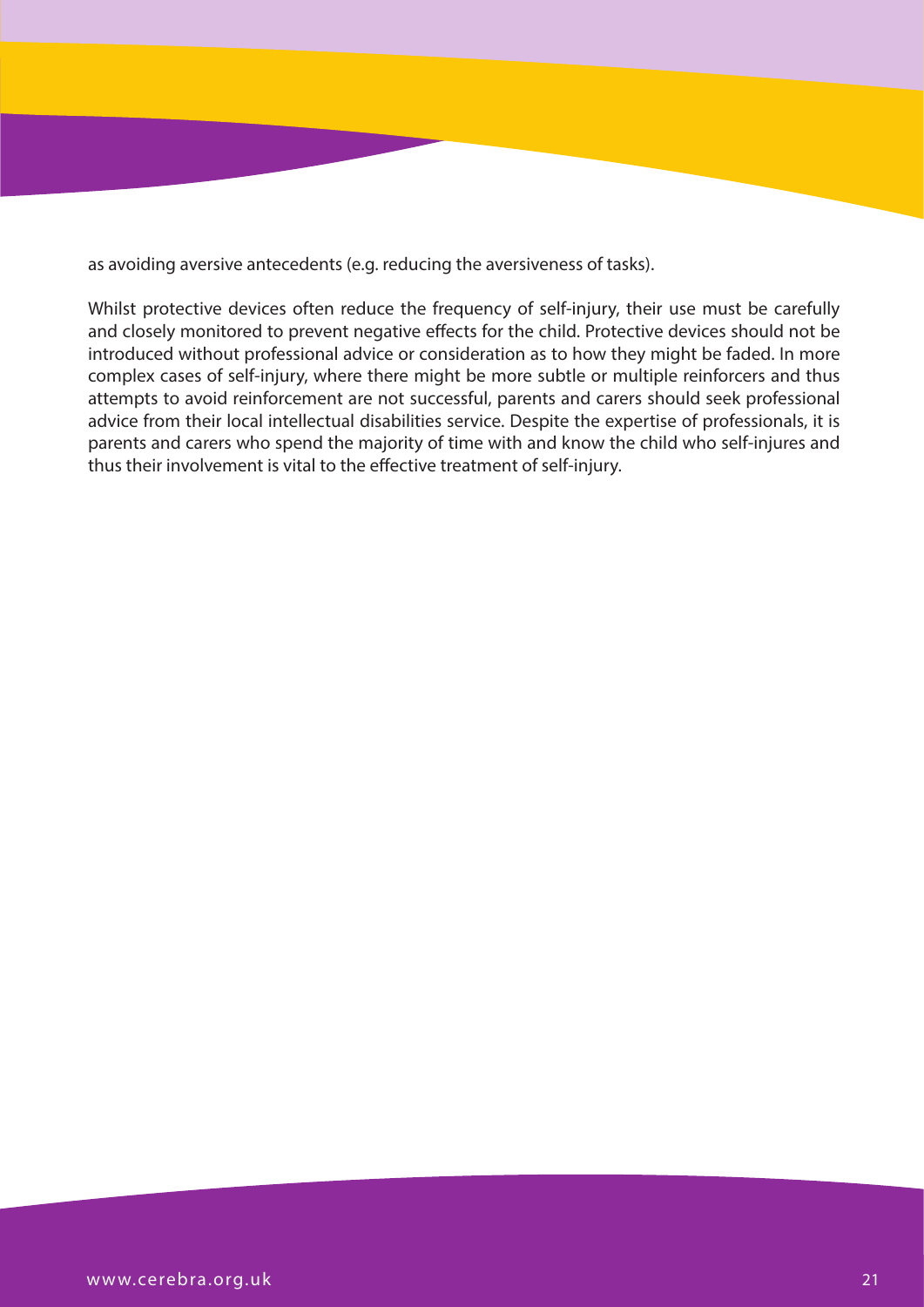as avoiding aversive antecedents (e.g. reducing the aversiveness of tasks).

Whilst protective devices often reduce the frequency of self-injury, their use must be carefully and closely monitored to prevent negative effects for the child. Protective devices should not be introduced without professional advice or consideration as to how they might be faded. In more complex cases of self-injury, where there might be more subtle or multiple reinforcers and thus attempts to avoid reinforcement are not successful, parents and carers should seek professional advice from their local intellectual disabilities service. Despite the expertise of professionals, it is parents and carers who spend the majority of time with and know the child who self-injures and thus their involvement is vital to the effective treatment of self-injury.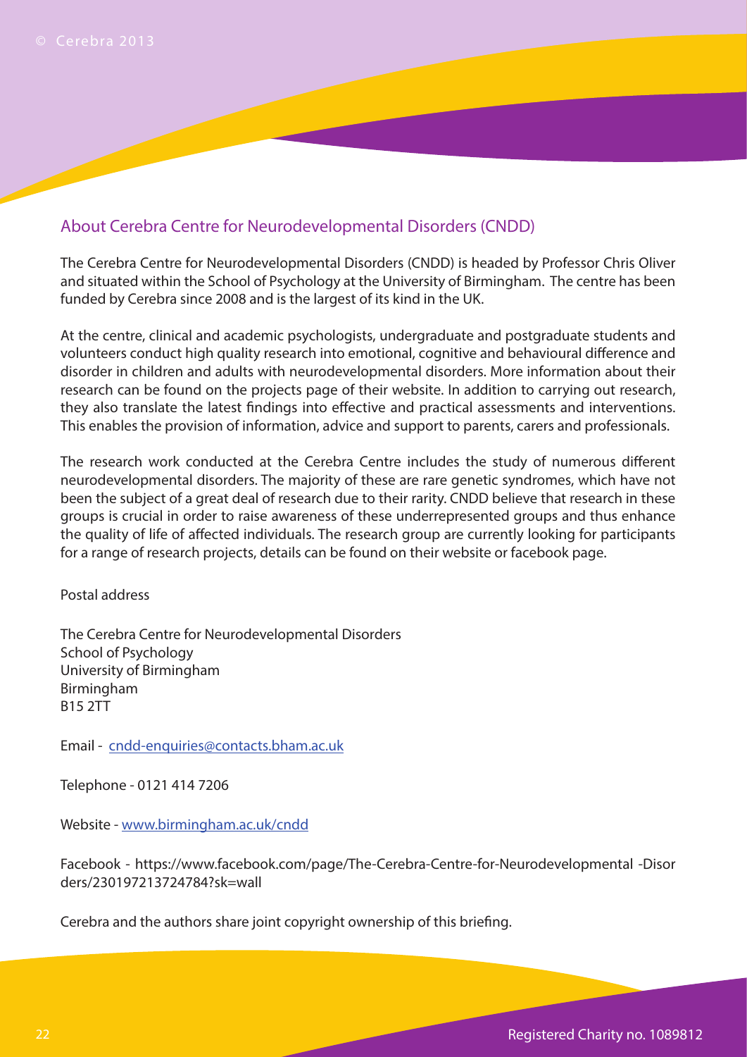## About Cerebra Centre for Neurodevelopmental Disorders (CNDD)

The Cerebra Centre for Neurodevelopmental Disorders (CNDD) is headed by Professor Chris Oliver and situated within the School of Psychology at the University of Birmingham. The centre has been funded by Cerebra since 2008 and is the largest of its kind in the UK.

At the centre, clinical and academic psychologists, undergraduate and postgraduate students and volunteers conduct high quality research into emotional, cognitive and behavioural difference and disorder in children and adults with neurodevelopmental disorders. More information about their research can be found on the projects page of their website. In addition to carrying out research, they also translate the latest findings into effective and practical assessments and interventions. This enables the provision of information, advice and support to parents, carers and professionals.

The research work conducted at the Cerebra Centre includes the study of numerous different neurodevelopmental disorders. The majority of these are rare genetic syndromes, which have not been the subject of a great deal of research due to their rarity. CNDD believe that research in these groups is crucial in order to raise awareness of these underrepresented groups and thus enhance the quality of life of affected individuals. The research group are currently looking for participants for a range of research projects, details can be found on their website or facebook page.

Postal address

The Cerebra Centre for Neurodevelopmental Disorders
School of Psychology
University of Birmingham
Birmingham
B15 2TT

Email - cndd-enquiries@contacts.bham.ac.uk

Telephone - 0121 414 7206

Website - www.birmingham.ac.uk/cndd

Facebook - https://www.facebook.com/page/The-Cerebra-Centre-for-Neurodevelopmental -Disorders/230197213724784?sk=wall

Cerebra and the authors share joint copyright ownership of this briefing.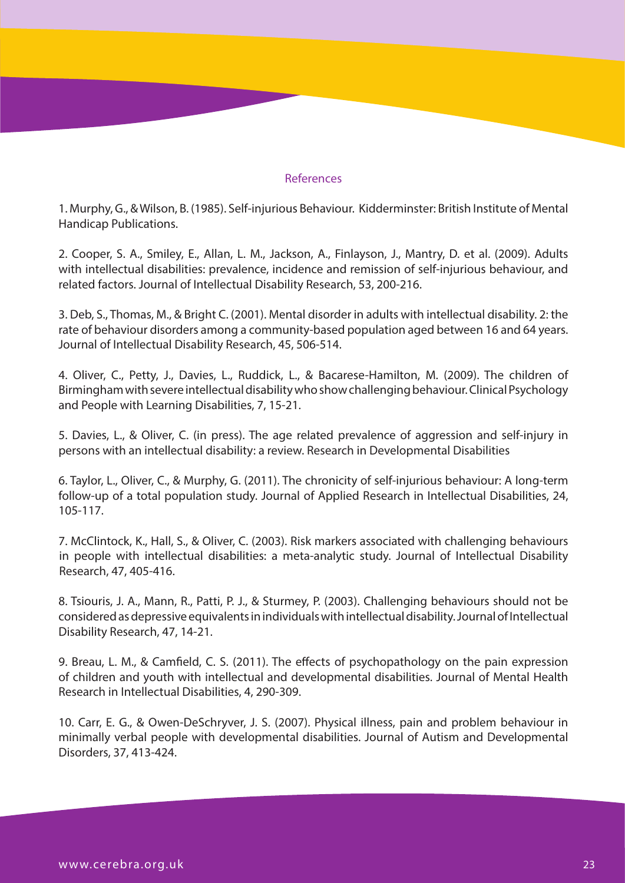## References

1. Murphy, G., & Wilson, B. (1985). Self-injurious Behaviour. Kidderminster: British Institute of Mental Handicap Publications.

2. Cooper, S. A., Smiley, E., Allan, L. M., Jackson, A., Finlayson, J., Mantry, D. et al. (2009). Adults with intellectual disabilities: prevalence, incidence and remission of self-injurious behaviour, and related factors. Journal of Intellectual Disability Research, 53, 200-216.

3. Deb, S., Thomas, M., & Bright C. (2001). Mental disorder in adults with intellectual disability. 2: the rate of behaviour disorders among a community-based population aged between 16 and 64 years. Journal of Intellectual Disability Research, 45, 506-514.

4. Oliver, C., Petty, J., Davies, L., Ruddick, L., & Bacarese-Hamilton, M. (2009). The children of Birmingham with severe intellectual disability who show challenging behaviour. Clinical Psychology and People with Learning Disabilities, 7, 15-21.

5. Davies, L., & Oliver, C. (in press). The age related prevalence of aggression and self-injury in persons with an intellectual disability: a review. Research in Developmental Disabilities

6. Taylor, L., Oliver, C., & Murphy, G. (2011). The chronicity of self-injurious behaviour: A long-term follow-up of a total population study. Journal of Applied Research in Intellectual Disabilities, 24, 105-117.

7. McClintock, K., Hall, S., & Oliver, C. (2003). Risk markers associated with challenging behaviours in people with intellectual disabilities: a meta-analytic study. Journal of Intellectual Disability Research, 47, 405-416.

8. Tsiouris, J. A., Mann, R., Patti, P. J., & Sturmey, P. (2003). Challenging behaviours should not be considered as depressive equivalents in individuals with intellectual disability. Journal of Intellectual Disability Research, 47, 14-21.

9. Breau, L. M., & Camfield, C. S. (2011). The effects of psychopathology on the pain expression of children and youth with intellectual and developmental disabilities. Journal of Mental Health Research in Intellectual Disabilities, 4, 290-309.

10. Carr, E. G., & Owen-DeSchryver, J. S. (2007). Physical illness, pain and problem behaviour in minimally verbal people with developmental disabilities. Journal of Autism and Developmental Disorders, 37, 413-424.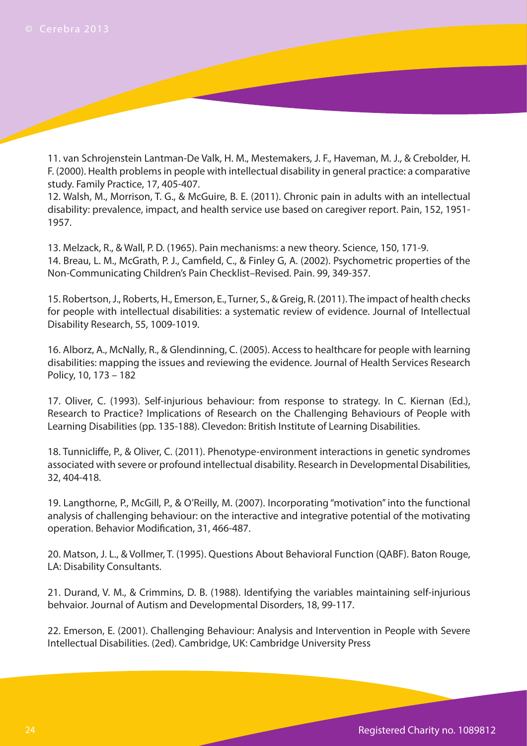11. van Schrojenstein Lantman-De Valk, H. M., Mestemakers, J. F., Haveman, M. J., & Crebolder, H. F. (2000). Health problems in people with intellectual disability in general practice: a comparative study. Family Practice, 17, 405-407.

12. Walsh, M., Morrison, T. G., & McGuire, B. E. (2011). Chronic pain in adults with an intellectual disability: prevalence, impact, and health service use based on caregiver report. Pain, 152, 1951-1957.

13. Melzack, R., & Wall, P. D. (1965). Pain mechanisms: a new theory. Science, 150, 171-9.

14. Breau, L. M., McGrath, P. J., Camfield, C., & Finley G, A. (2002). Psychometric properties of the Non-Communicating Children's Pain Checklist–Revised. Pain. 99, 349-357.

15. Robertson, J., Roberts, H., Emerson, E., Turner, S., & Greig, R. (2011). The impact of health checks for people with intellectual disabilities: a systematic review of evidence. Journal of Intellectual Disability Research, 55, 1009-1019.

16. Alborz, A., McNally, R., & Glendinning, C. (2005). Access to healthcare for people with learning disabilities: mapping the issues and reviewing the evidence. Journal of Health Services Research Policy, 10, 173 – 182

17. Oliver, C. (1993). Self-injurious behaviour: from response to strategy. In C. Kiernan (Ed.), Research to Practice? Implications of Research on the Challenging Behaviours of People with Learning Disabilities (pp. 135-188). Clevedon: British Institute of Learning Disabilities.

18. Tunnicliffe, P., & Oliver, C. (2011). Phenotype-environment interactions in genetic syndromes associated with severe or profound intellectual disability. Research in Developmental Disabilities, 32, 404-418.

19. Langthorne, P., McGill, P., & O'Reilly, M. (2007). Incorporating "motivation" into the functional analysis of challenging behaviour: on the interactive and integrative potential of the motivating operation. Behavior Modification, 31, 466-487.

20. Matson, J. L., & Vollmer, T. (1995). Questions About Behavioral Function (QABF). Baton Rouge, LA: Disability Consultants.

21. Durand, V. M., & Crimmins, D. B. (1988). Identifying the variables maintaining self-injurious behvaior. Journal of Autism and Developmental Disorders, 18, 99-117.

22. Emerson, E. (2001). Challenging Behaviour: Analysis and Intervention in People with Severe Intellectual Disabilities. (2ed). Cambridge, UK: Cambridge University Press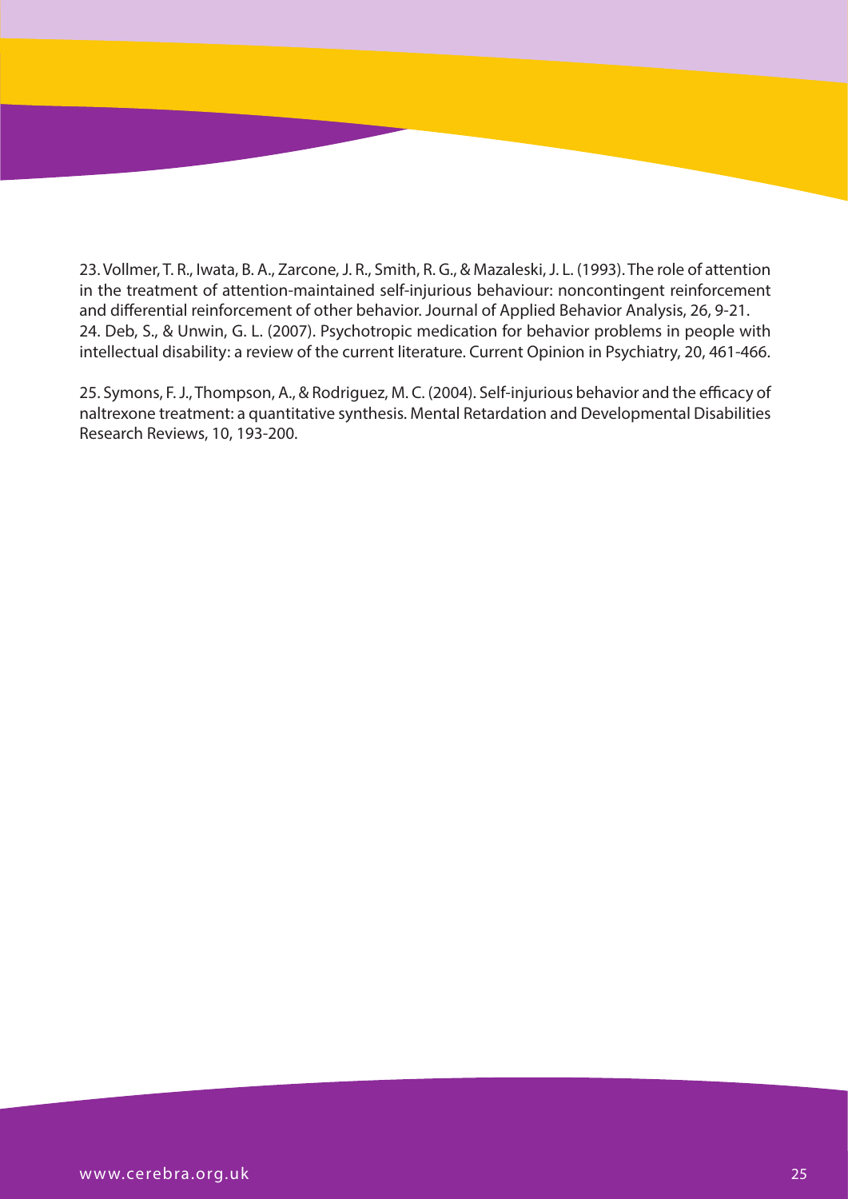23. Vollmer, T. R., Iwata, B. A., Zarcone, J. R., Smith, R. G., & Mazaleski, J. L. (1993). The role of attention in the treatment of attention-maintained self-injurious behaviour: noncontingent reinforcement and differential reinforcement of other behavior. Journal of Applied Behavior Analysis, 26, 9-21.

24. Deb, S., & Unwin, G. L. (2007). Psychotropic medication for behavior problems in people with intellectual disability: a review of the current literature. Current Opinion in Psychiatry, 20, 461-466.

25. Symons, F. J., Thompson, A., & Rodriguez, M. C. (2004). Self-injurious behavior and the efficacy of naltrexone treatment: a quantitative synthesis. Mental Retardation and Developmental Disabilities Research Reviews, 10, 193-200.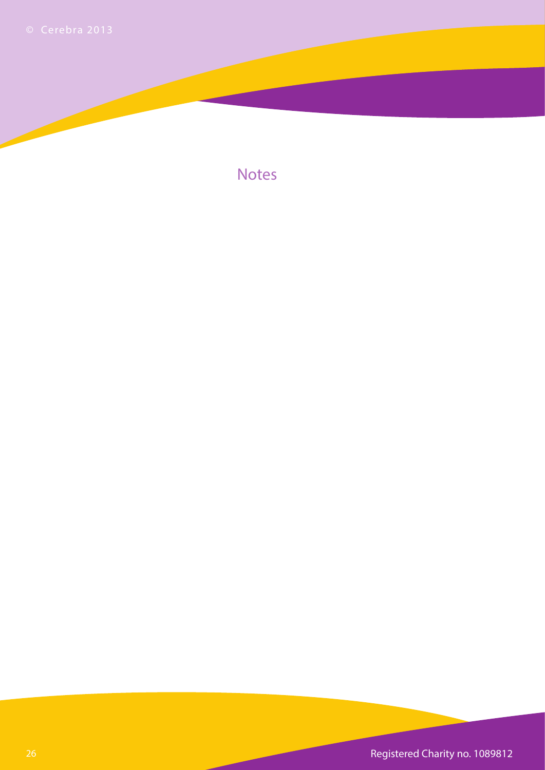## Notes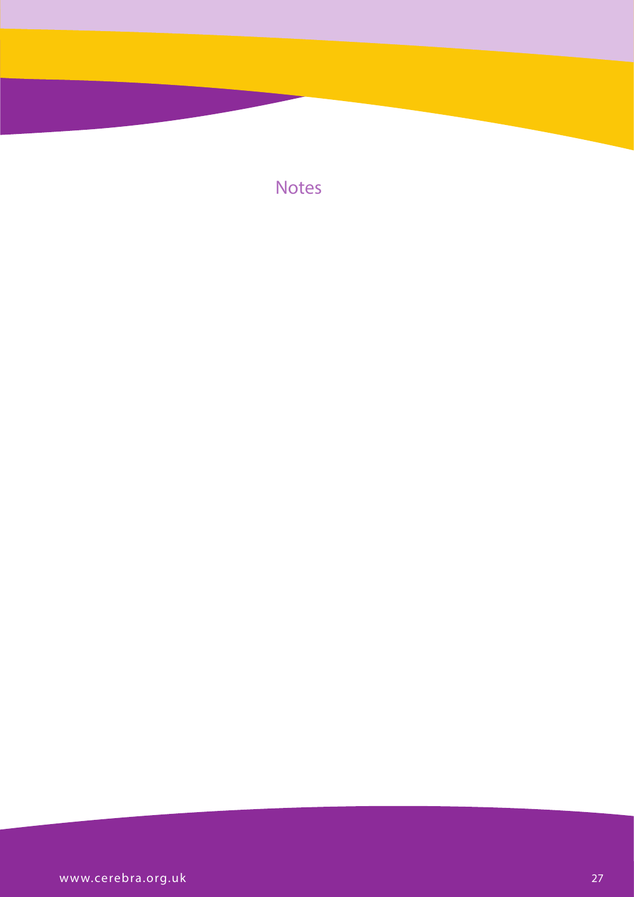# Notes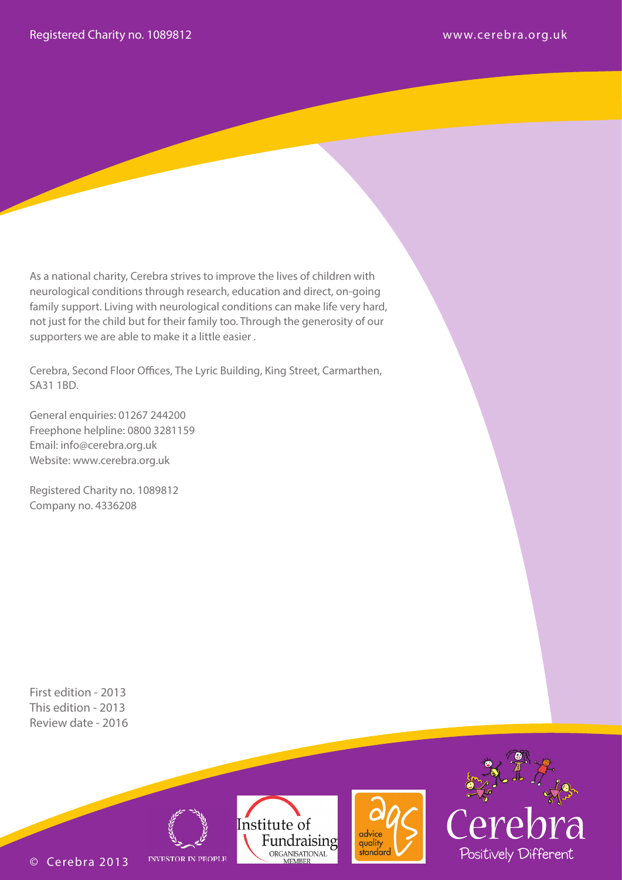Registered Charity no. 1089812

www.cerebra.org.uk

As a national charity, Cerebra strives to improve the lives of children with neurological conditions through research, education and direct, on-going family support. Living with neurological conditions can make life very hard, not just for the child but for their family too. Through the generosity of our supporters we are able to make it a little easier .

Cerebra, Second Floor Offices, The Lyric Building, King Street, Carmarthen, SA31 1BD.

General enquiries: 01267 244200
Freephone helpline: 0800 3281159
Email: info@cerebra.org.uk
Website: www.cerebra.org.uk

Registered Charity no. 1089812
Company no. 4336208

First edition - 2013
This edition - 2013
Review date - 2016

© Cerebra 2013

INVESTOR IN PEOPLE

Institute of Fundraising ORGANISATIONAL MEMBER

advice quality standard

Cerebra
Positively Different